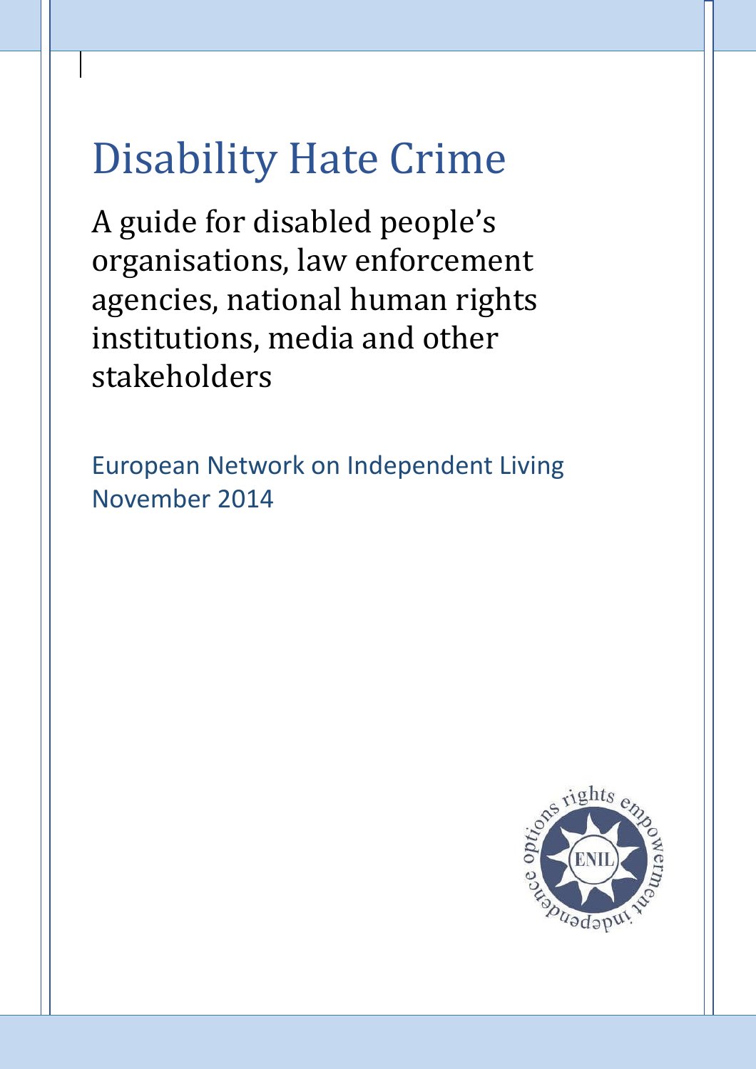# Disability Hate Crime

A guide for disabled people's organisations, law enforcement agencies, national human rights institutions, media and other stakeholders

European Network on Independent Living
November 2014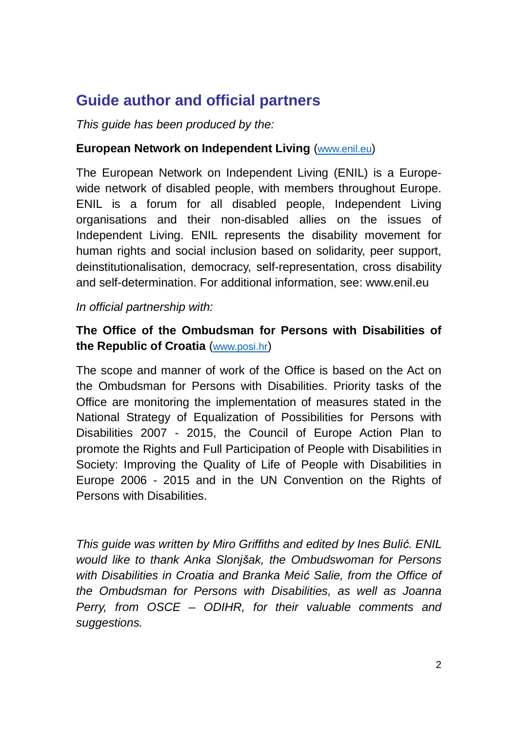## Guide author and official partners

*This guide has been produced by the:*

**European Network on Independent Living** (www.enil.eu)

The European Network on Independent Living (ENIL) is a Europe-wide network of disabled people, with members throughout Europe. ENIL is a forum for all disabled people, Independent Living organisations and their non-disabled allies on the issues of Independent Living. ENIL represents the disability movement for human rights and social inclusion based on solidarity, peer support, deinstitutionalisation, democracy, self-representation, cross disability and self-determination. For additional information, see: www.enil.eu

*In official partnership with:*

**The Office of the Ombudsman for Persons with Disabilities of the Republic of Croatia** (www.posi.hr)

The scope and manner of work of the Office is based on the Act on the Ombudsman for Persons with Disabilities. Priority tasks of the Office are monitoring the implementation of measures stated in the National Strategy of Equalization of Possibilities for Persons with Disabilities 2007 - 2015, the Council of Europe Action Plan to promote the Rights and Full Participation of People with Disabilities in Society: Improving the Quality of Life of People with Disabilities in Europe 2006 - 2015 and in the UN Convention on the Rights of Persons with Disabilities.

*This guide was written by Miro Griffiths and edited by Ines Bulić. ENIL would like to thank Anka Slonjšak, the Ombudswoman for Persons with Disabilities in Croatia and Branka Meić Salie, from the Office of the Ombudsman for Persons with Disabilities, as well as Joanna Perry, from OSCE – ODIHR, for their valuable comments and suggestions.*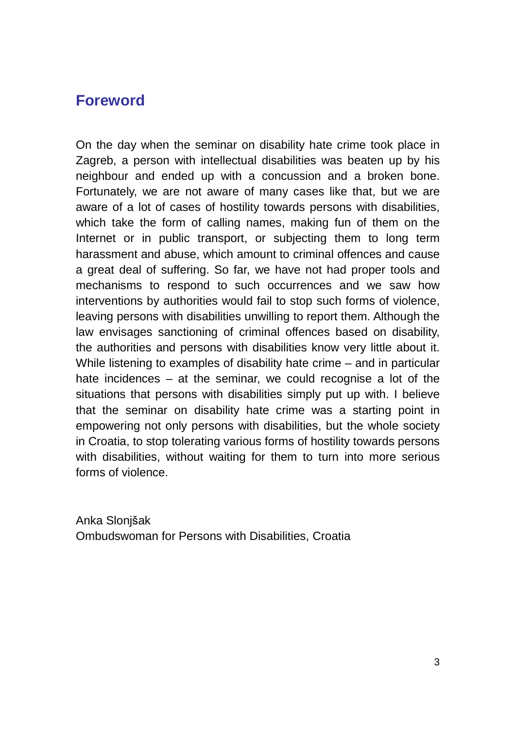## Foreword

On the day when the seminar on disability hate crime took place in Zagreb, a person with intellectual disabilities was beaten up by his neighbour and ended up with a concussion and a broken bone. Fortunately, we are not aware of many cases like that, but we are aware of a lot of cases of hostility towards persons with disabilities, which take the form of calling names, making fun of them on the Internet or in public transport, or subjecting them to long term harassment and abuse, which amount to criminal offences and cause a great deal of suffering. So far, we have not had proper tools and mechanisms to respond to such occurrences and we saw how interventions by authorities would fail to stop such forms of violence, leaving persons with disabilities unwilling to report them. Although the law envisages sanctioning of criminal offences based on disability, the authorities and persons with disabilities know very little about it. While listening to examples of disability hate crime – and in particular hate incidences – at the seminar, we could recognise a lot of the situations that persons with disabilities simply put up with. I believe that the seminar on disability hate crime was a starting point in empowering not only persons with disabilities, but the whole society in Croatia, to stop tolerating various forms of hostility towards persons with disabilities, without waiting for them to turn into more serious forms of violence.

Anka Slonjšak
Ombudswoman for Persons with Disabilities, Croatia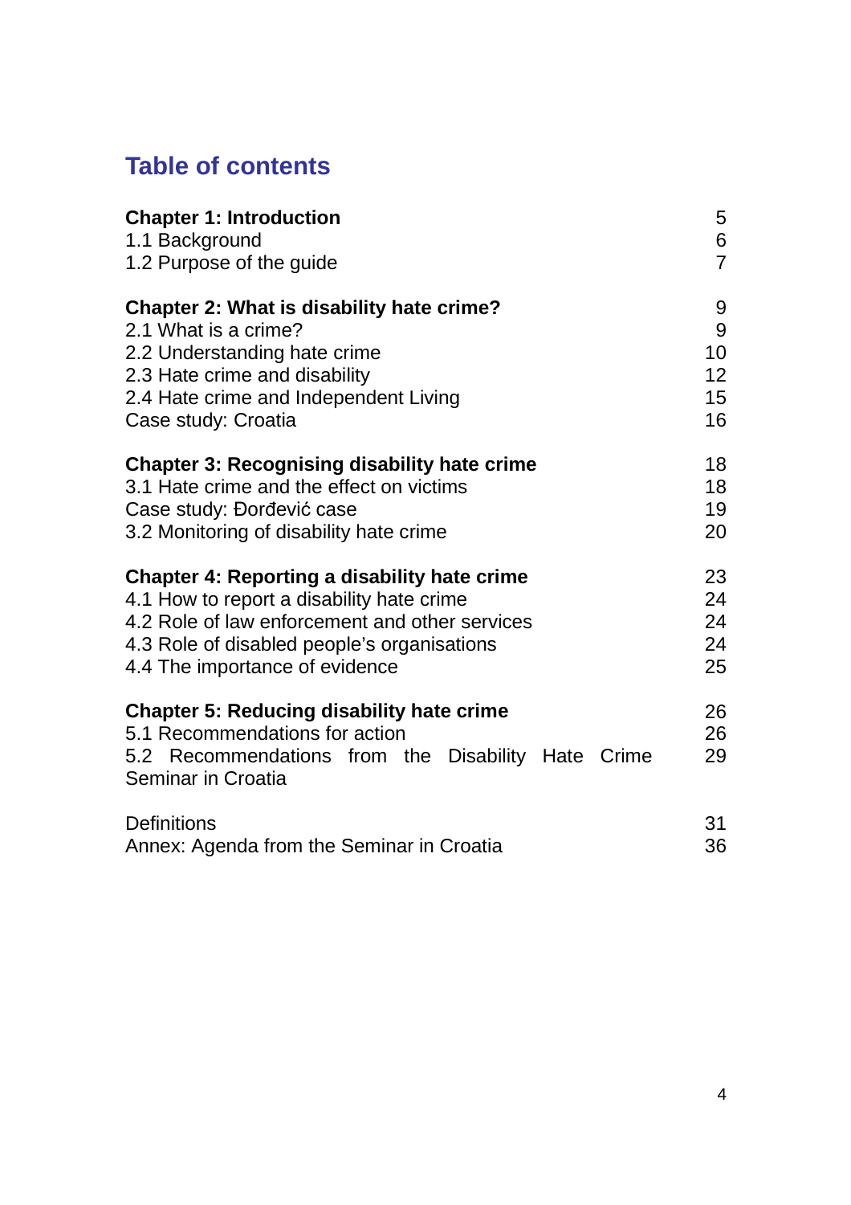# Table of contents

| | |
|---|---|
| **Chapter 1: Introduction** | 5 |
| 1.1 Background | 6 |
| 1.2 Purpose of the guide | 7 |
| | |
| **Chapter 2: What is disability hate crime?** | 9 |
| 2.1 What is a crime? | 9 |
| 2.2 Understanding hate crime | 10 |
| 2.3 Hate crime and disability | 12 |
| 2.4 Hate crime and Independent Living | 15 |
| Case study: Croatia | 16 |
| | |
| **Chapter 3: Recognising disability hate crime** | 18 |
| 3.1 Hate crime and the effect on victims | 18 |
| Case study: Đorđević case | 19 |
| 3.2 Monitoring of disability hate crime | 20 |
| | |
| **Chapter 4: Reporting a disability hate crime** | 23 |
| 4.1 How to report a disability hate crime | 24 |
| 4.2 Role of law enforcement and other services | 24 |
| 4.3 Role of disabled people's organisations | 24 |
| 4.4 The importance of evidence | 25 |
| | |
| **Chapter 5: Reducing disability hate crime** | 26 |
| 5.1 Recommendations for action | 26 |
| 5.2 Recommendations from the Disability Hate Crime Seminar in Croatia | 29 |
| | |
| Definitions | 31 |
| Annex: Agenda from the Seminar in Croatia | 36 |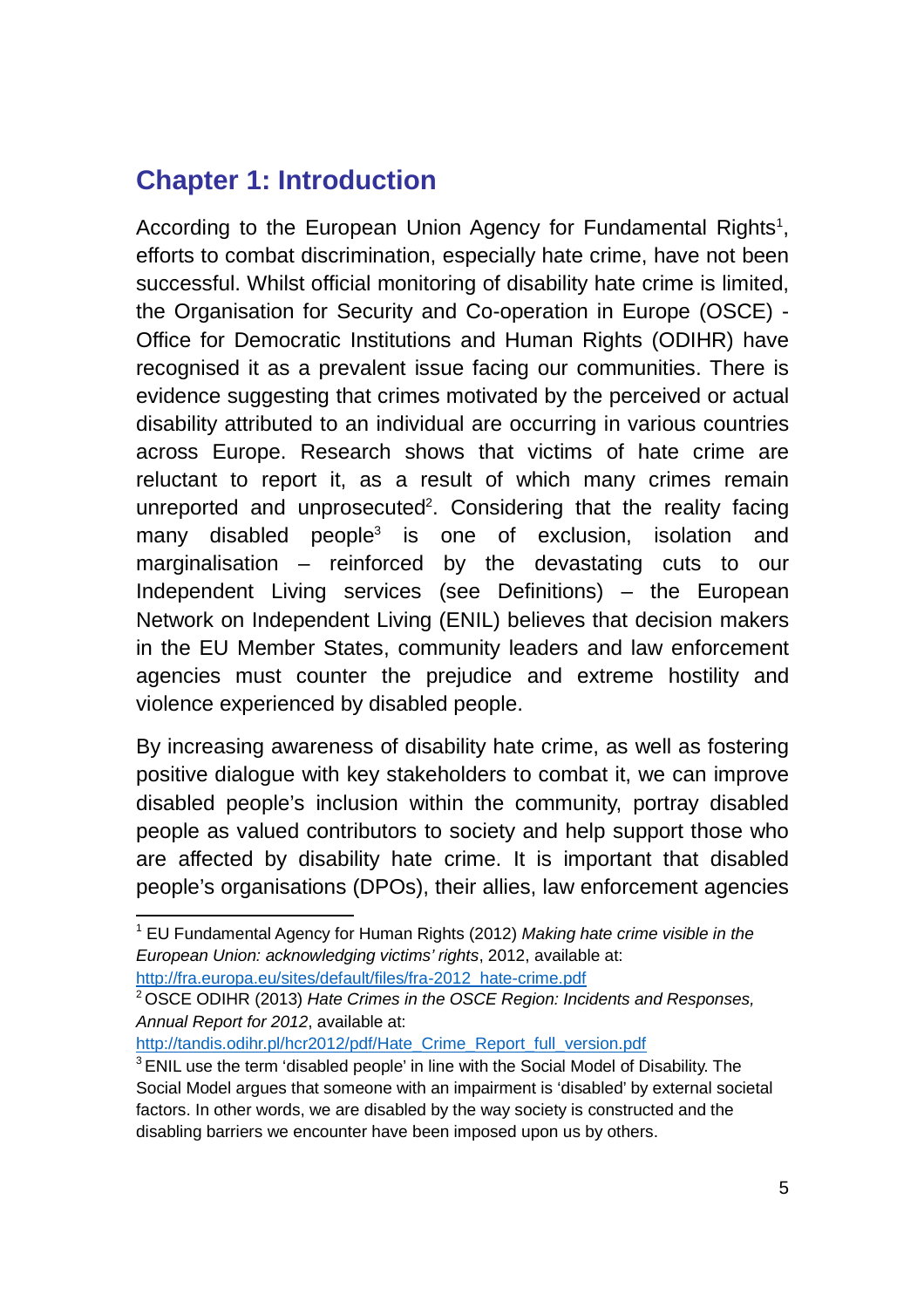## Chapter 1: Introduction

According to the European Union Agency for Fundamental Rights[1], efforts to combat discrimination, especially hate crime, have not been successful. Whilst official monitoring of disability hate crime is limited, the Organisation for Security and Co-operation in Europe (OSCE) - Office for Democratic Institutions and Human Rights (ODIHR) have recognised it as a prevalent issue facing our communities. There is evidence suggesting that crimes motivated by the perceived or actual disability attributed to an individual are occurring in various countries across Europe. Research shows that victims of hate crime are reluctant to report it, as a result of which many crimes remain unreported and unprosecuted[2]. Considering that the reality facing many disabled people[3] is one of exclusion, isolation and marginalisation – reinforced by the devastating cuts to our Independent Living services (see Definitions) – the European Network on Independent Living (ENIL) believes that decision makers in the EU Member States, community leaders and law enforcement agencies must counter the prejudice and extreme hostility and violence experienced by disabled people.

By increasing awareness of disability hate crime, as well as fostering positive dialogue with key stakeholders to combat it, we can improve disabled people's inclusion within the community, portray disabled people as valued contributors to society and help support those who are affected by disability hate crime. It is important that disabled people's organisations (DPOs), their allies, law enforcement agencies

---

[1] EU Fundamental Agency for Human Rights (2012) *Making hate crime visible in the European Union: acknowledging victims' rights*, 2012, available at: http://fra.europa.eu/sites/default/files/fra-2012_hate-crime.pdf

[2] OSCE ODIHR (2013) *Hate Crimes in the OSCE Region: Incidents and Responses, Annual Report for 2012*, available at: http://tandis.odihr.pl/hcr2012/pdf/Hate_Crime_Report_full_version.pdf

[3] ENIL use the term 'disabled people' in line with the Social Model of Disability. The Social Model argues that someone with an impairment is 'disabled' by external societal factors. In other words, we are disabled by the way society is constructed and the disabling barriers we encounter have been imposed upon us by others.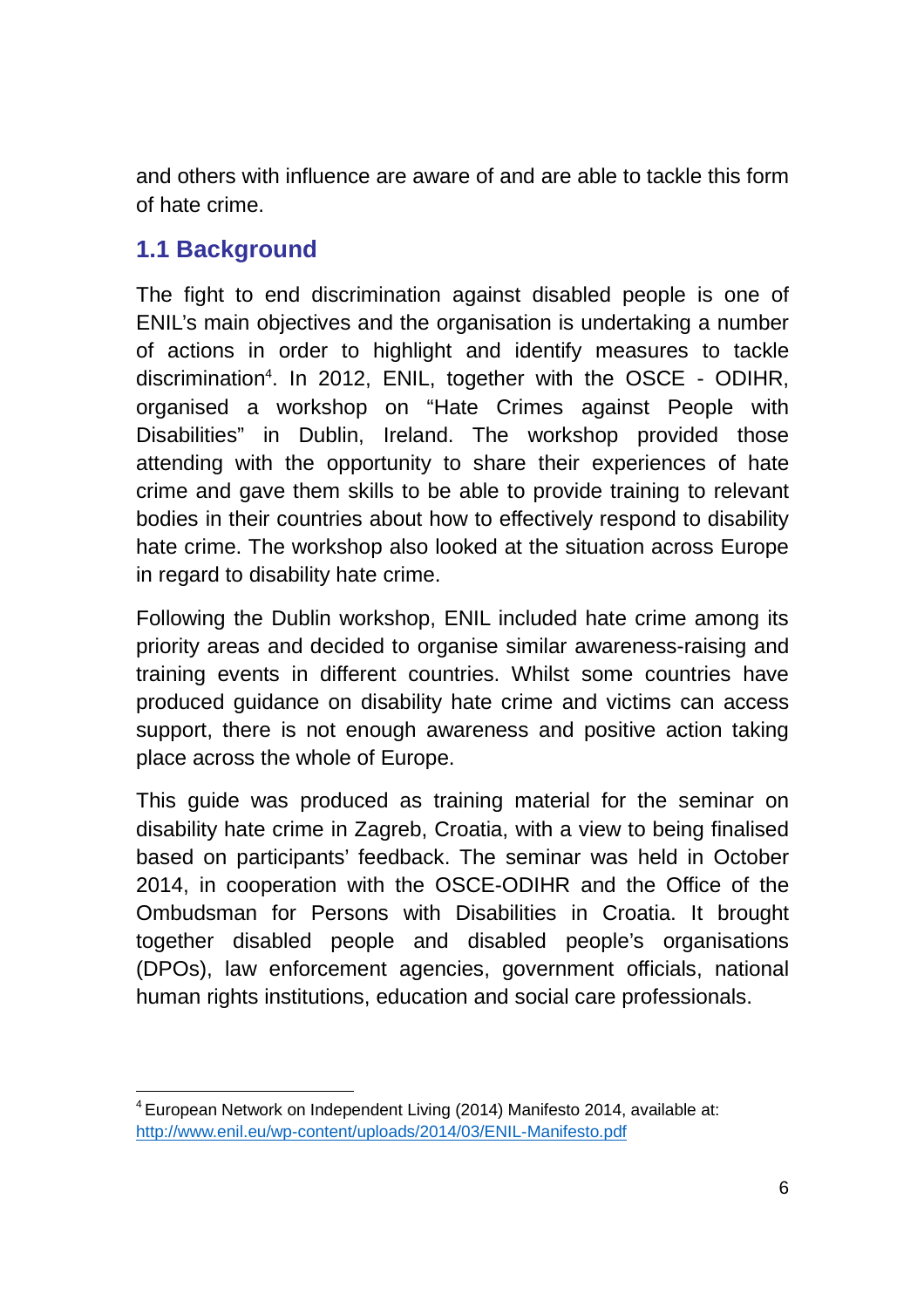and others with influence are aware of and are able to tackle this form of hate crime.

## 1.1 Background

The fight to end discrimination against disabled people is one of ENIL's main objectives and the organisation is undertaking a number of actions in order to highlight and identify measures to tackle discrimination[4]. In 2012, ENIL, together with the OSCE - ODIHR, organised a workshop on "Hate Crimes against People with Disabilities" in Dublin, Ireland. The workshop provided those attending with the opportunity to share their experiences of hate crime and gave them skills to be able to provide training to relevant bodies in their countries about how to effectively respond to disability hate crime. The workshop also looked at the situation across Europe in regard to disability hate crime.

Following the Dublin workshop, ENIL included hate crime among its priority areas and decided to organise similar awareness-raising and training events in different countries. Whilst some countries have produced guidance on disability hate crime and victims can access support, there is not enough awareness and positive action taking place across the whole of Europe.

This guide was produced as training material for the seminar on disability hate crime in Zagreb, Croatia, with a view to being finalised based on participants' feedback. The seminar was held in October 2014, in cooperation with the OSCE-ODIHR and the Office of the Ombudsman for Persons with Disabilities in Croatia. It brought together disabled people and disabled people's organisations (DPOs), law enforcement agencies, government officials, national human rights institutions, education and social care professionals.

---

[4] European Network on Independent Living (2014) Manifesto 2014, available at: http://www.enil.eu/wp-content/uploads/2014/03/ENIL-Manifesto.pdf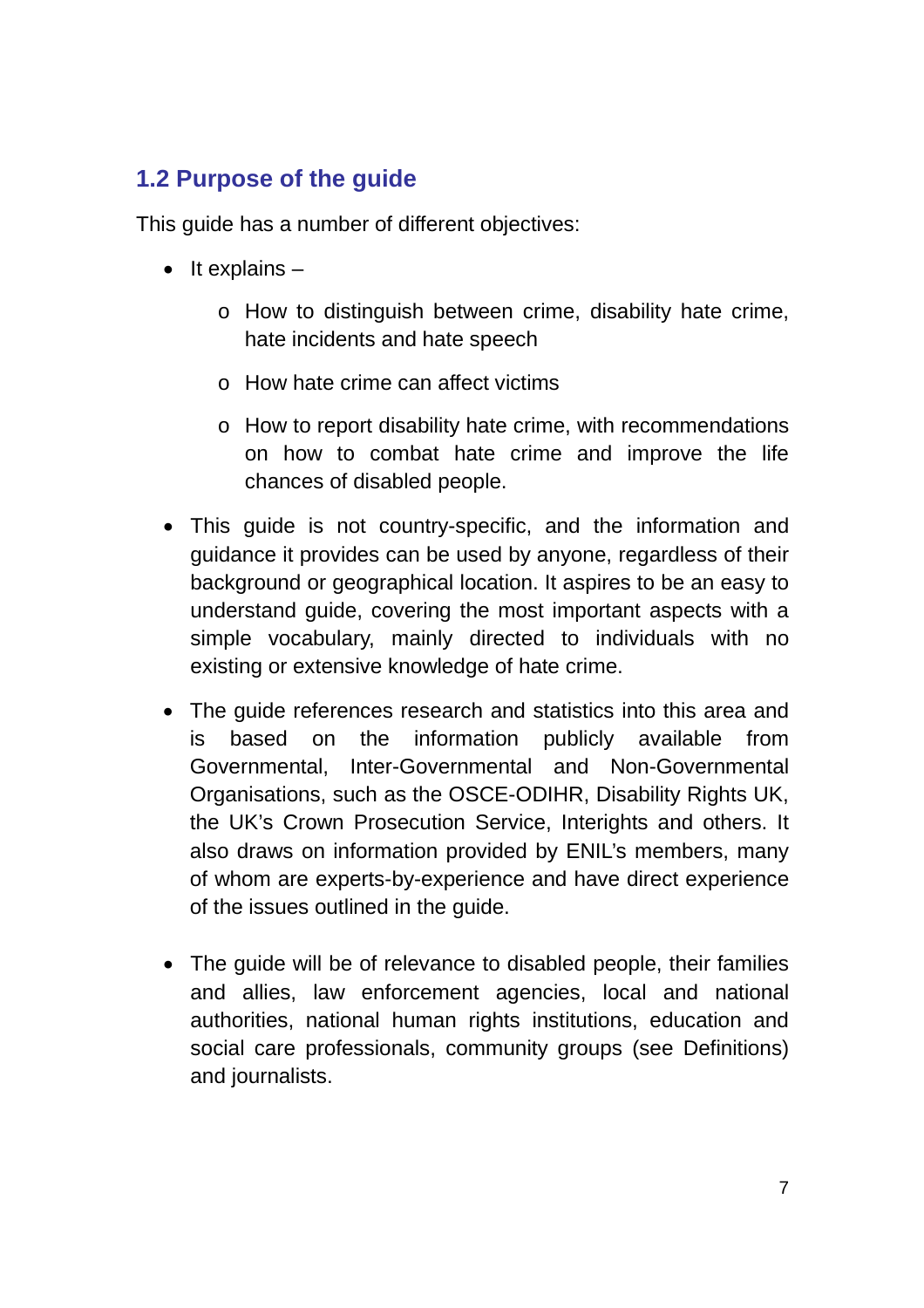## 1.2 Purpose of the guide

This guide has a number of different objectives:

- It explains –
  - How to distinguish between crime, disability hate crime, hate incidents and hate speech
  - How hate crime can affect victims
  - How to report disability hate crime, with recommendations on how to combat hate crime and improve the life chances of disabled people.
- This guide is not country-specific, and the information and guidance it provides can be used by anyone, regardless of their background or geographical location. It aspires to be an easy to understand guide, covering the most important aspects with a simple vocabulary, mainly directed to individuals with no existing or extensive knowledge of hate crime.
- The guide references research and statistics into this area and is based on the information publicly available from Governmental, Inter-Governmental and Non-Governmental Organisations, such as the OSCE-ODIHR, Disability Rights UK, the UK's Crown Prosecution Service, Interights and others. It also draws on information provided by ENIL's members, many of whom are experts-by-experience and have direct experience of the issues outlined in the guide.
- The guide will be of relevance to disabled people, their families and allies, law enforcement agencies, local and national authorities, national human rights institutions, education and social care professionals, community groups (see Definitions) and journalists.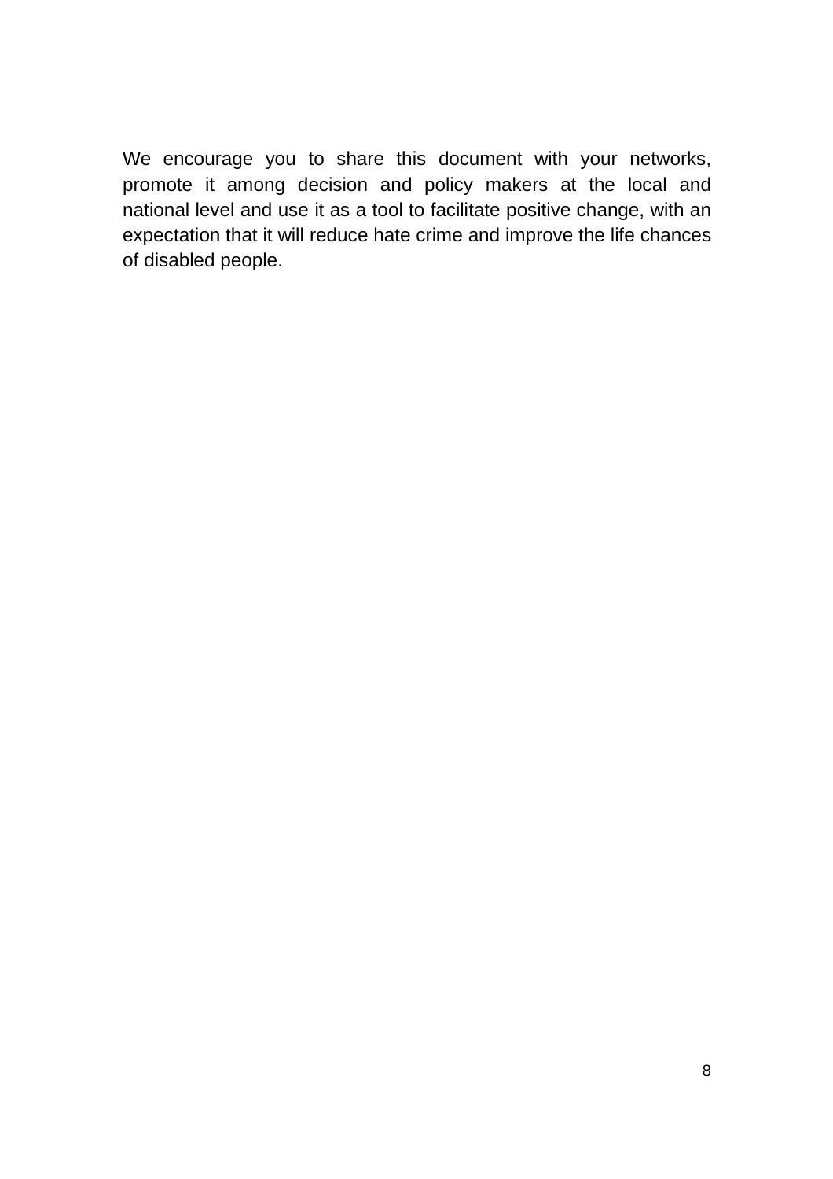We encourage you to share this document with your networks, promote it among decision and policy makers at the local and national level and use it as a tool to facilitate positive change, with an expectation that it will reduce hate crime and improve the life chances of disabled people.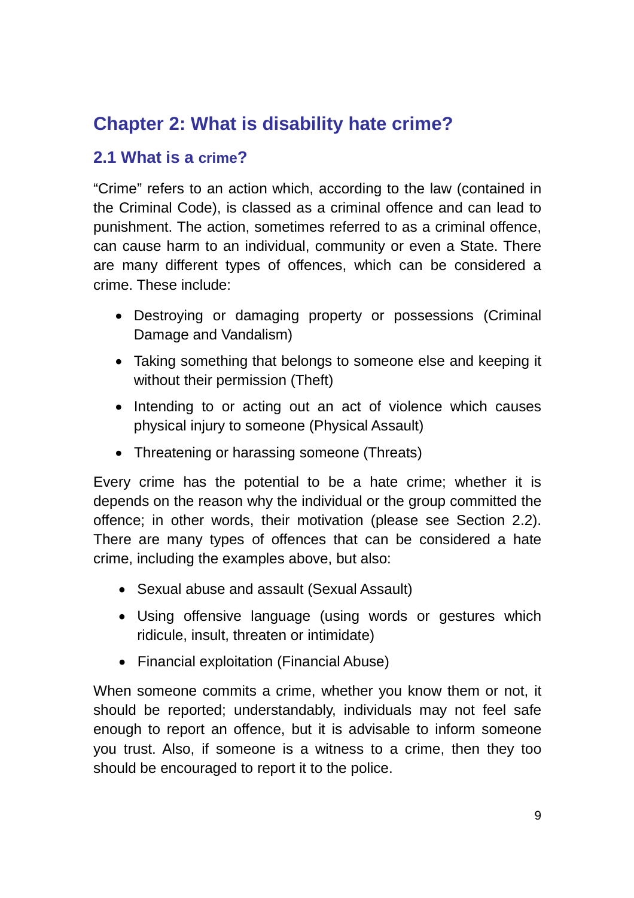# Chapter 2: What is disability hate crime?

## 2.1 What is a crime?

"Crime" refers to an action which, according to the law (contained in the Criminal Code), is classed as a criminal offence and can lead to punishment. The action, sometimes referred to as a criminal offence, can cause harm to an individual, community or even a State. There are many different types of offences, which can be considered a crime. These include:

- Destroying or damaging property or possessions (Criminal Damage and Vandalism)
- Taking something that belongs to someone else and keeping it without their permission (Theft)
- Intending to or acting out an act of violence which causes physical injury to someone (Physical Assault)
- Threatening or harassing someone (Threats)

Every crime has the potential to be a hate crime; whether it is depends on the reason why the individual or the group committed the offence; in other words, their motivation (please see Section 2.2). There are many types of offences that can be considered a hate crime, including the examples above, but also:

- Sexual abuse and assault (Sexual Assault)
- Using offensive language (using words or gestures which ridicule, insult, threaten or intimidate)
- Financial exploitation (Financial Abuse)

When someone commits a crime, whether you know them or not, it should be reported; understandably, individuals may not feel safe enough to report an offence, but it is advisable to inform someone you trust. Also, if someone is a witness to a crime, then they too should be encouraged to report it to the police.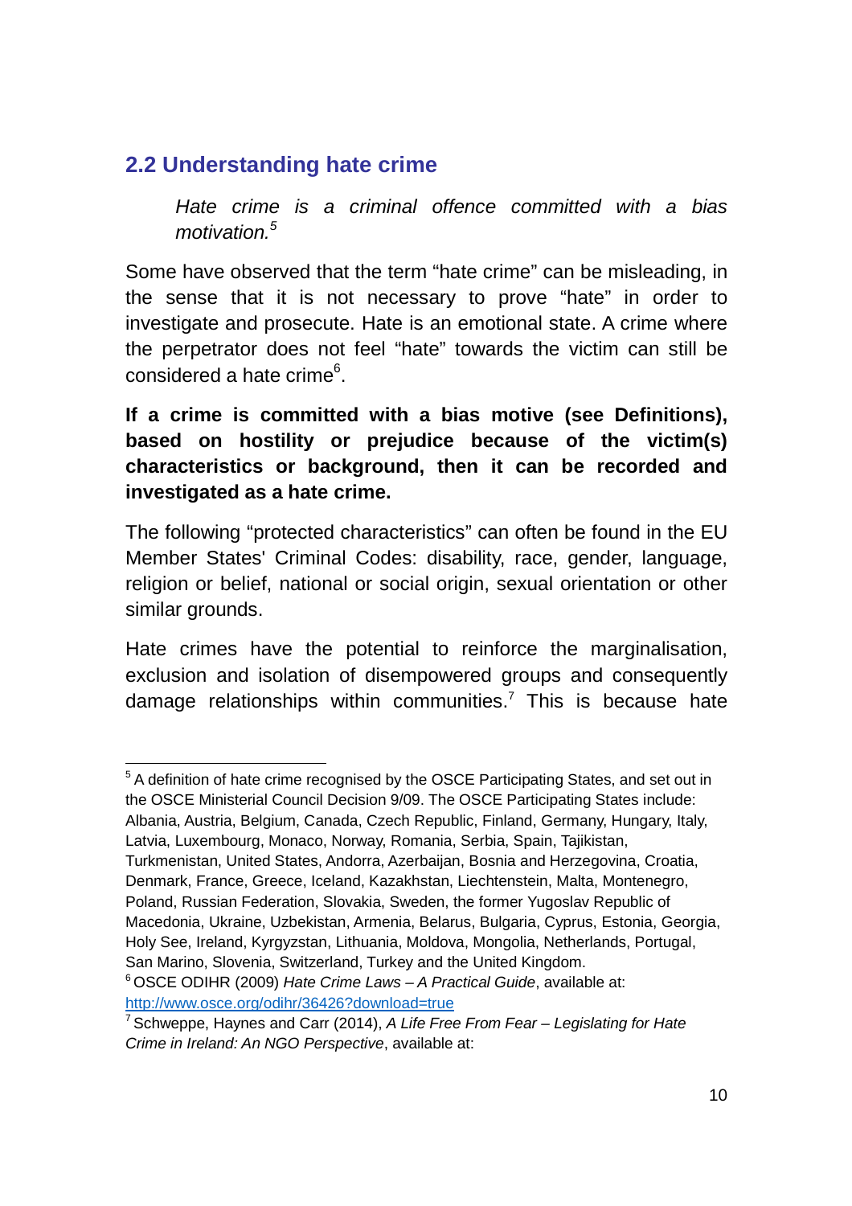## 2.2 Understanding hate crime

> *Hate crime is a criminal offence committed with a bias motivation.*[5]

Some have observed that the term "hate crime" can be misleading, in the sense that it is not necessary to prove "hate" in order to investigate and prosecute. Hate is an emotional state. A crime where the perpetrator does not feel "hate" towards the victim can still be considered a hate crime[6].

**If a crime is committed with a bias motive (see Definitions), based on hostility or prejudice because of the victim(s) characteristics or background, then it can be recorded and investigated as a hate crime.**

The following "protected characteristics" can often be found in the EU Member States' Criminal Codes: disability, race, gender, language, religion or belief, national or social origin, sexual orientation or other similar grounds.

Hate crimes have the potential to reinforce the marginalisation, exclusion and isolation of disempowered groups and consequently damage relationships within communities.[7] This is because hate

---

[5] A definition of hate crime recognised by the OSCE Participating States, and set out in the OSCE Ministerial Council Decision 9/09. The OSCE Participating States include: Albania, Austria, Belgium, Canada, Czech Republic, Finland, Germany, Hungary, Italy, Latvia, Luxembourg, Monaco, Norway, Romania, Serbia, Spain, Tajikistan, Turkmenistan, United States, Andorra, Azerbaijan, Bosnia and Herzegovina, Croatia, Denmark, France, Greece, Iceland, Kazakhstan, Liechtenstein, Malta, Montenegro, Poland, Russian Federation, Slovakia, Sweden, the former Yugoslav Republic of Macedonia, Ukraine, Uzbekistan, Armenia, Belarus, Bulgaria, Cyprus, Estonia, Georgia, Holy See, Ireland, Kyrgyzstan, Lithuania, Moldova, Mongolia, Netherlands, Portugal, San Marino, Slovenia, Switzerland, Turkey and the United Kingdom.

[6] OSCE ODIHR (2009) *Hate Crime Laws – A Practical Guide*, available at: http://www.osce.org/odihr/36426?download=true

[7] Schweppe, Haynes and Carr (2014), *A Life Free From Fear – Legislating for Hate Crime in Ireland: An NGO Perspective*, available at: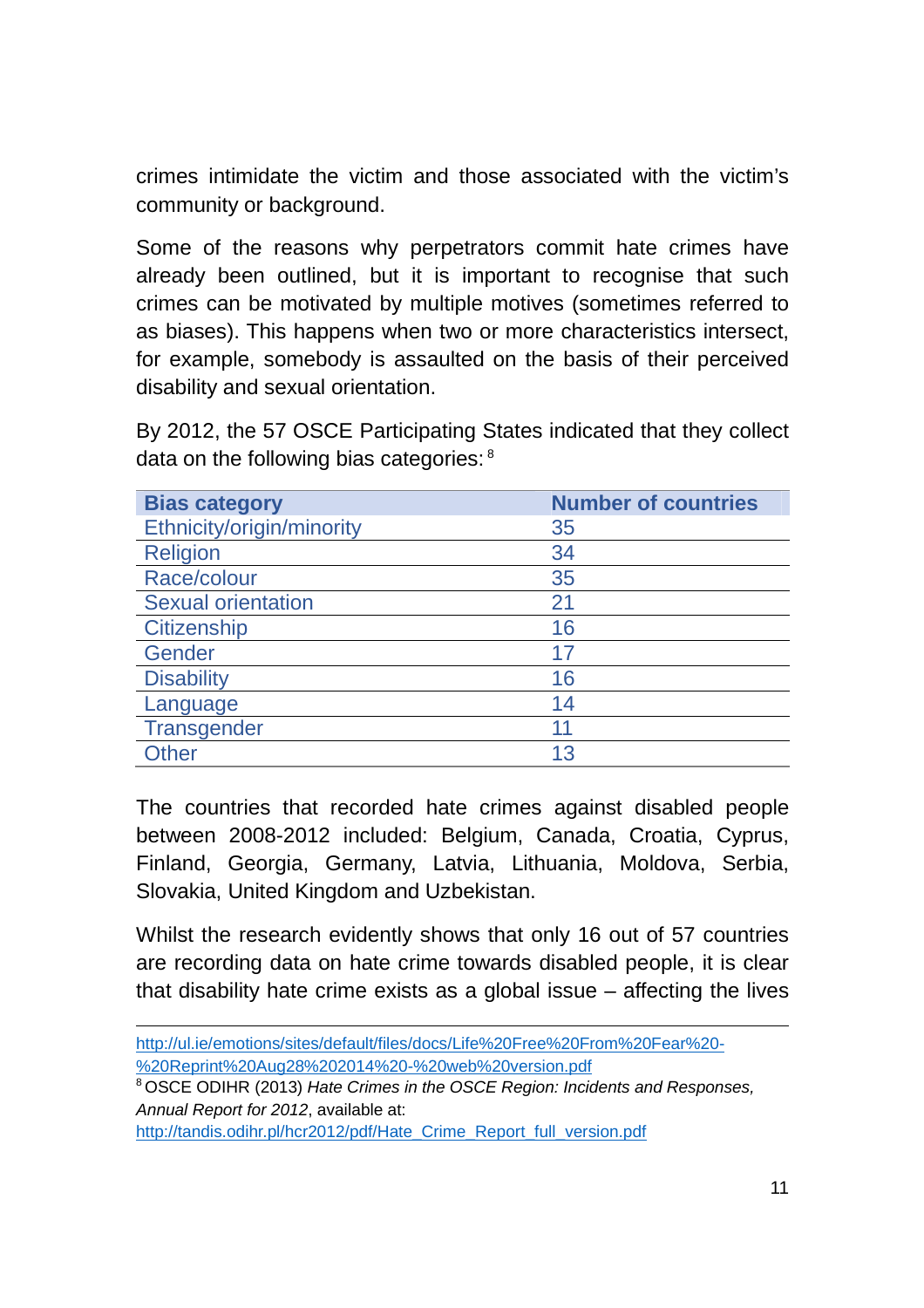crimes intimidate the victim and those associated with the victim's community or background.

Some of the reasons why perpetrators commit hate crimes have already been outlined, but it is important to recognise that such crimes can be motivated by multiple motives (sometimes referred to as biases). This happens when two or more characteristics intersect, for example, somebody is assaulted on the basis of their perceived disability and sexual orientation.

By 2012, the 57 OSCE Participating States indicated that they collect data on the following bias categories: [8]

| Bias category | Number of countries |
| --- | --- |
| Ethnicity/origin/minority | 35 |
| Religion | 34 |
| Race/colour | 35 |
| Sexual orientation | 21 |
| Citizenship | 16 |
| Gender | 17 |
| Disability | 16 |
| Language | 14 |
| Transgender | 11 |
| Other | 13 |

The countries that recorded hate crimes against disabled people between 2008-2012 included: Belgium, Canada, Croatia, Cyprus, Finland, Georgia, Germany, Latvia, Lithuania, Moldova, Serbia, Slovakia, United Kingdom and Uzbekistan.

Whilst the research evidently shows that only 16 out of 57 countries are recording data on hate crime towards disabled people, it is clear that disability hate crime exists as a global issue – affecting the lives

---

http://ul.ie/emotions/sites/default/files/docs/Life%20Free%20From%20Fear%20-%20Reprint%20Aug28%202014%20-%20web%20version.pdf

[8] OSCE ODIHR (2013) *Hate Crimes in the OSCE Region: Incidents and Responses, Annual Report for 2012*, available at: http://tandis.odihr.pl/hcr2012/pdf/Hate_Crime_Report_full_version.pdf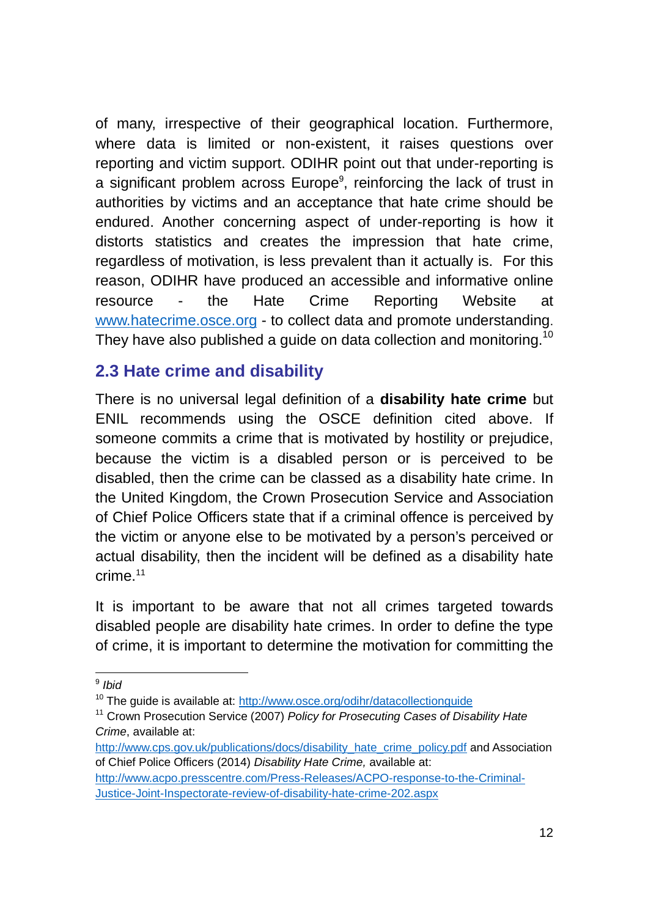of many, irrespective of their geographical location. Furthermore, where data is limited or non-existent, it raises questions over reporting and victim support. ODIHR point out that under-reporting is a significant problem across Europe[9], reinforcing the lack of trust in authorities by victims and an acceptance that hate crime should be endured. Another concerning aspect of under-reporting is how it distorts statistics and creates the impression that hate crime, regardless of motivation, is less prevalent than it actually is. For this reason, ODIHR have produced an accessible and informative online resource - the Hate Crime Reporting Website at www.hatecrime.osce.org - to collect data and promote understanding. They have also published a guide on data collection and monitoring.[10]

## 2.3 Hate crime and disability

There is no universal legal definition of a **disability hate crime** but ENIL recommends using the OSCE definition cited above. If someone commits a crime that is motivated by hostility or prejudice, because the victim is a disabled person or is perceived to be disabled, then the crime can be classed as a disability hate crime. In the United Kingdom, the Crown Prosecution Service and Association of Chief Police Officers state that if a criminal offence is perceived by the victim or anyone else to be motivated by a person's perceived or actual disability, then the incident will be defined as a disability hate crime.[11]

It is important to be aware that not all crimes targeted towards disabled people are disability hate crimes. In order to define the type of crime, it is important to determine the motivation for committing the

---

[9] *Ibid*

[10] The guide is available at: http://www.osce.org/odihr/datacollectionguide

[11] Crown Prosecution Service (2007) *Policy for Prosecuting Cases of Disability Hate Crime*, available at: http://www.cps.gov.uk/publications/docs/disability_hate_crime_policy.pdf and Association of Chief Police Officers (2014) *Disability Hate Crime,* available at: http://www.acpo.presscentre.com/Press-Releases/ACPO-response-to-the-Criminal-Justice-Joint-Inspectorate-review-of-disability-hate-crime-202.aspx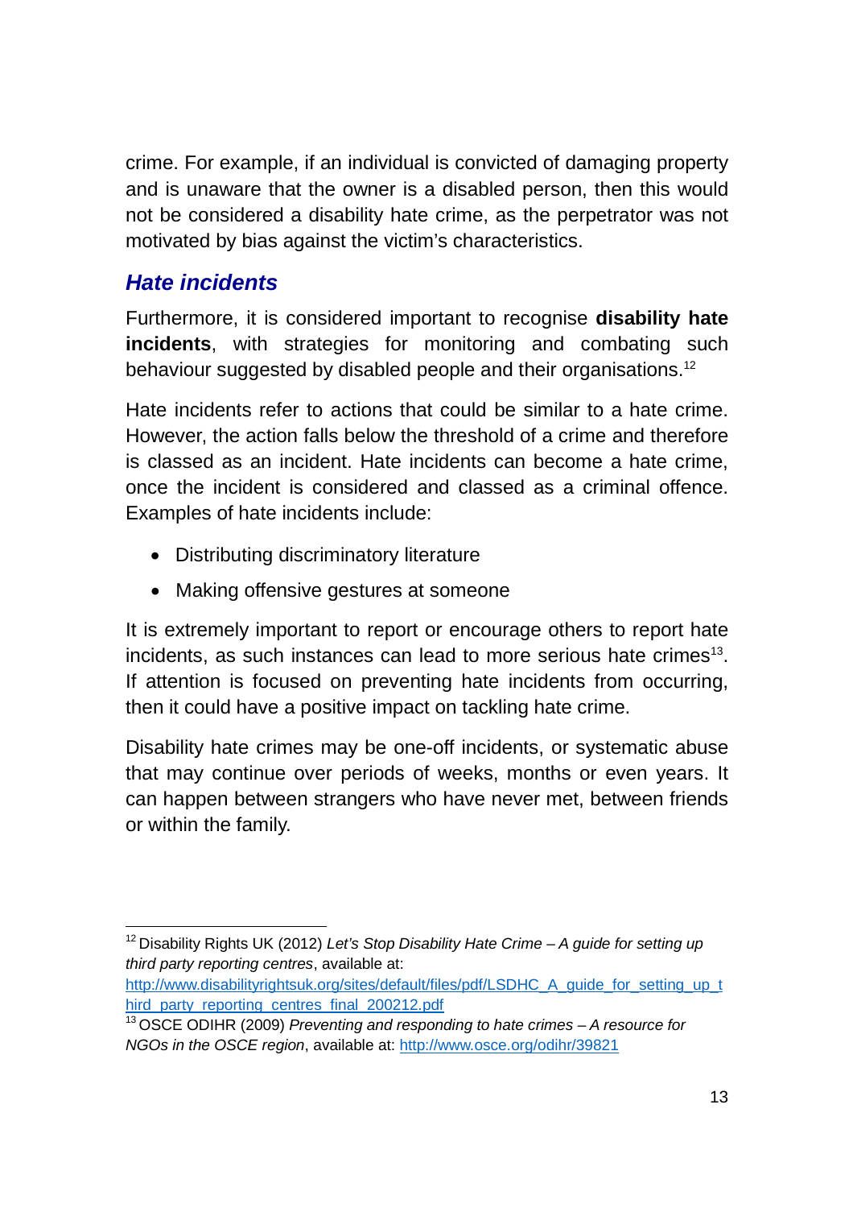crime. For example, if an individual is convicted of damaging property and is unaware that the owner is a disabled person, then this would not be considered a disability hate crime, as the perpetrator was not motivated by bias against the victim's characteristics.

### *Hate incidents*

Furthermore, it is considered important to recognise **disability hate incidents**, with strategies for monitoring and combating such behaviour suggested by disabled people and their organisations.[12]

Hate incidents refer to actions that could be similar to a hate crime. However, the action falls below the threshold of a crime and therefore is classed as an incident. Hate incidents can become a hate crime, once the incident is considered and classed as a criminal offence. Examples of hate incidents include:

- Distributing discriminatory literature
- Making offensive gestures at someone

It is extremely important to report or encourage others to report hate incidents, as such instances can lead to more serious hate crimes[13]. If attention is focused on preventing hate incidents from occurring, then it could have a positive impact on tackling hate crime.

Disability hate crimes may be one-off incidents, or systematic abuse that may continue over periods of weeks, months or even years. It can happen between strangers who have never met, between friends or within the family.

---

[12] Disability Rights UK (2012) *Let's Stop Disability Hate Crime – A guide for setting up third party reporting centres*, available at: http://www.disabilityrightsuk.org/sites/default/files/pdf/LSDHC_A_guide_for_setting_up_third_party_reporting_centres_final_200212.pdf

[13] OSCE ODIHR (2009) *Preventing and responding to hate crimes – A resource for NGOs in the OSCE region*, available at: http://www.osce.org/odihr/39821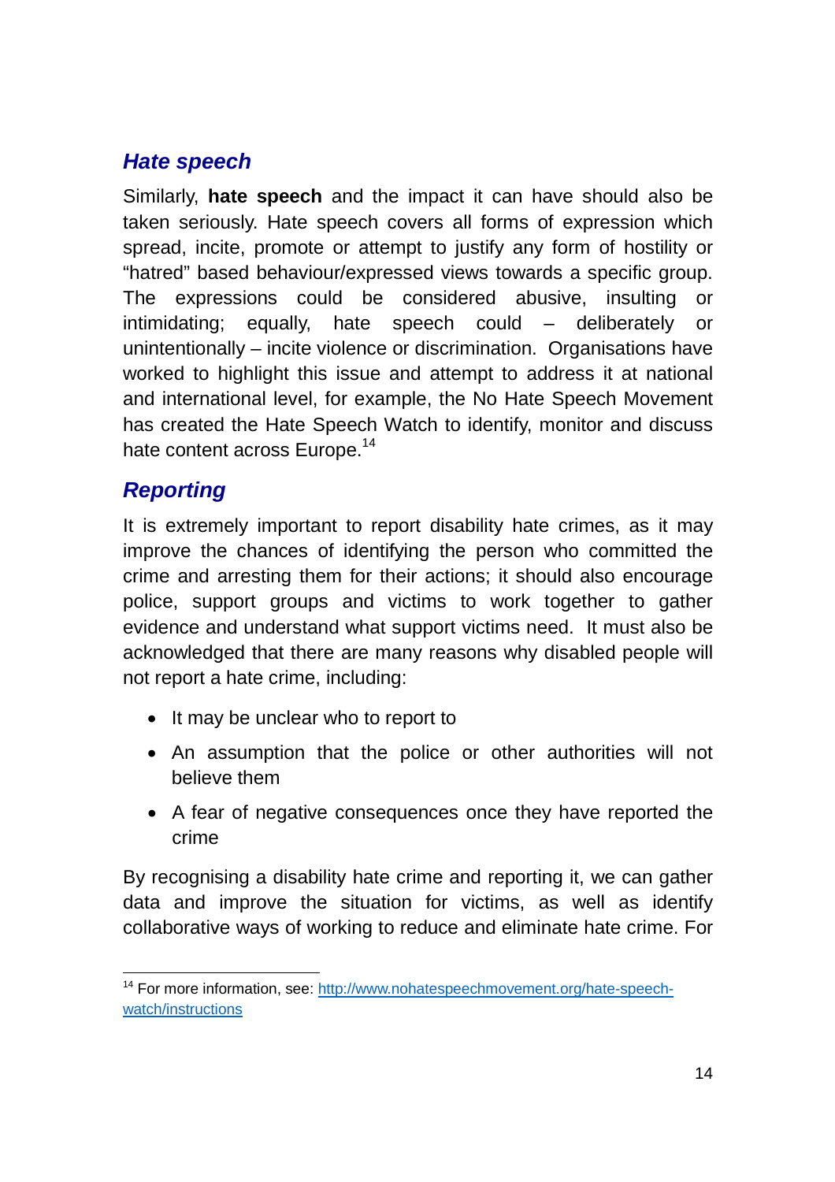## *Hate speech*

Similarly, **hate speech** and the impact it can have should also be taken seriously. Hate speech covers all forms of expression which spread, incite, promote or attempt to justify any form of hostility or "hatred" based behaviour/expressed views towards a specific group. The expressions could be considered abusive, insulting or intimidating; equally, hate speech could – deliberately or unintentionally – incite violence or discrimination. Organisations have worked to highlight this issue and attempt to address it at national and international level, for example, the No Hate Speech Movement has created the Hate Speech Watch to identify, monitor and discuss hate content across Europe.[14]

## *Reporting*

It is extremely important to report disability hate crimes, as it may improve the chances of identifying the person who committed the crime and arresting them for their actions; it should also encourage police, support groups and victims to work together to gather evidence and understand what support victims need. It must also be acknowledged that there are many reasons why disabled people will not report a hate crime, including:

- It may be unclear who to report to
- An assumption that the police or other authorities will not believe them
- A fear of negative consequences once they have reported the crime

By recognising a disability hate crime and reporting it, we can gather data and improve the situation for victims, as well as identify collaborative ways of working to reduce and eliminate hate crime. For

---

[14] For more information, see: http://www.nohatespeechmovement.org/hate-speech-watch/instructions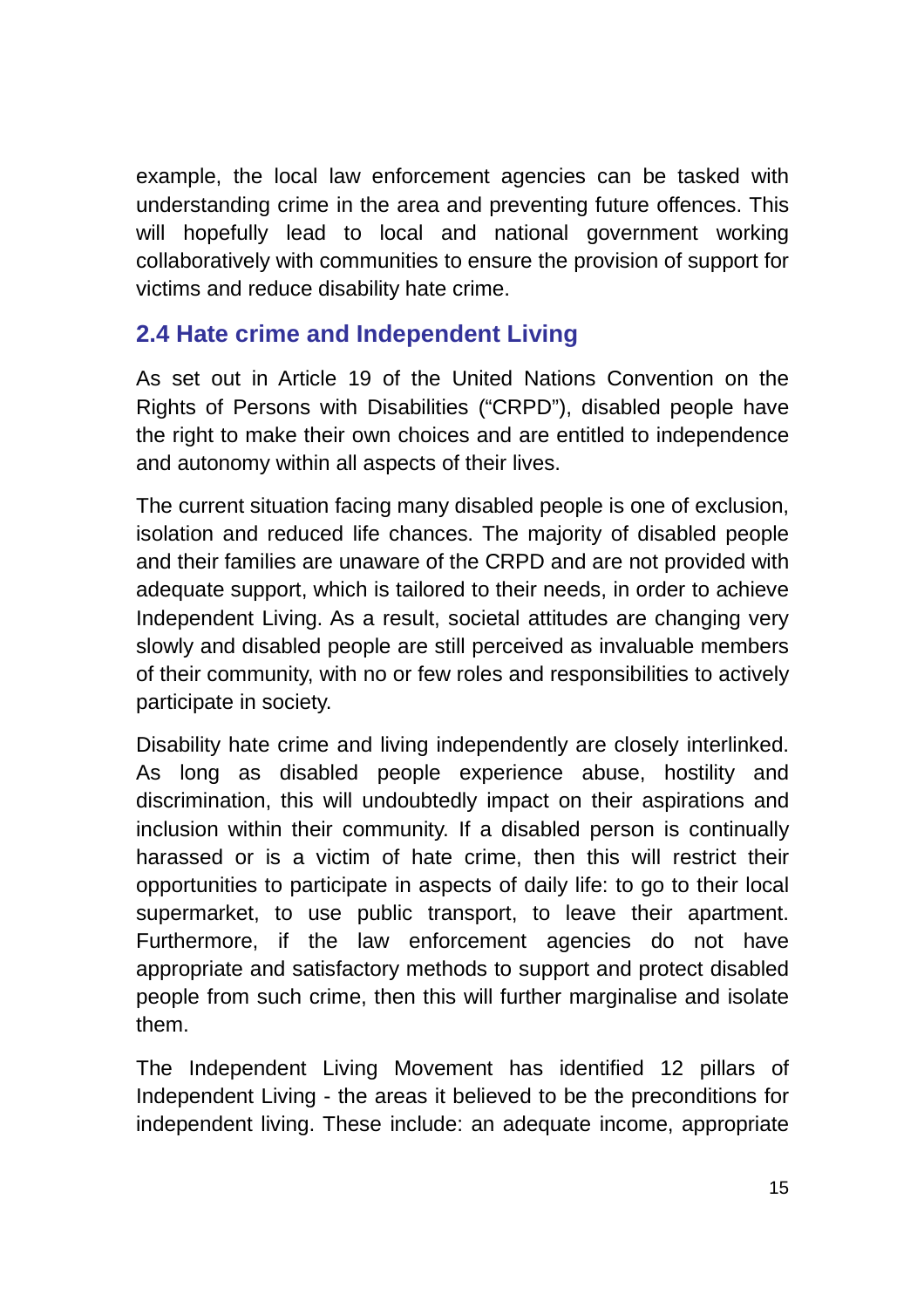example, the local law enforcement agencies can be tasked with understanding crime in the area and preventing future offences. This will hopefully lead to local and national government working collaboratively with communities to ensure the provision of support for victims and reduce disability hate crime.

## 2.4 Hate crime and Independent Living

As set out in Article 19 of the United Nations Convention on the Rights of Persons with Disabilities ("CRPD"), disabled people have the right to make their own choices and are entitled to independence and autonomy within all aspects of their lives.

The current situation facing many disabled people is one of exclusion, isolation and reduced life chances. The majority of disabled people and their families are unaware of the CRPD and are not provided with adequate support, which is tailored to their needs, in order to achieve Independent Living. As a result, societal attitudes are changing very slowly and disabled people are still perceived as invaluable members of their community, with no or few roles and responsibilities to actively participate in society.

Disability hate crime and living independently are closely interlinked. As long as disabled people experience abuse, hostility and discrimination, this will undoubtedly impact on their aspirations and inclusion within their community. If a disabled person is continually harassed or is a victim of hate crime, then this will restrict their opportunities to participate in aspects of daily life: to go to their local supermarket, to use public transport, to leave their apartment. Furthermore, if the law enforcement agencies do not have appropriate and satisfactory methods to support and protect disabled people from such crime, then this will further marginalise and isolate them.

The Independent Living Movement has identified 12 pillars of Independent Living - the areas it believed to be the preconditions for independent living. These include: an adequate income, appropriate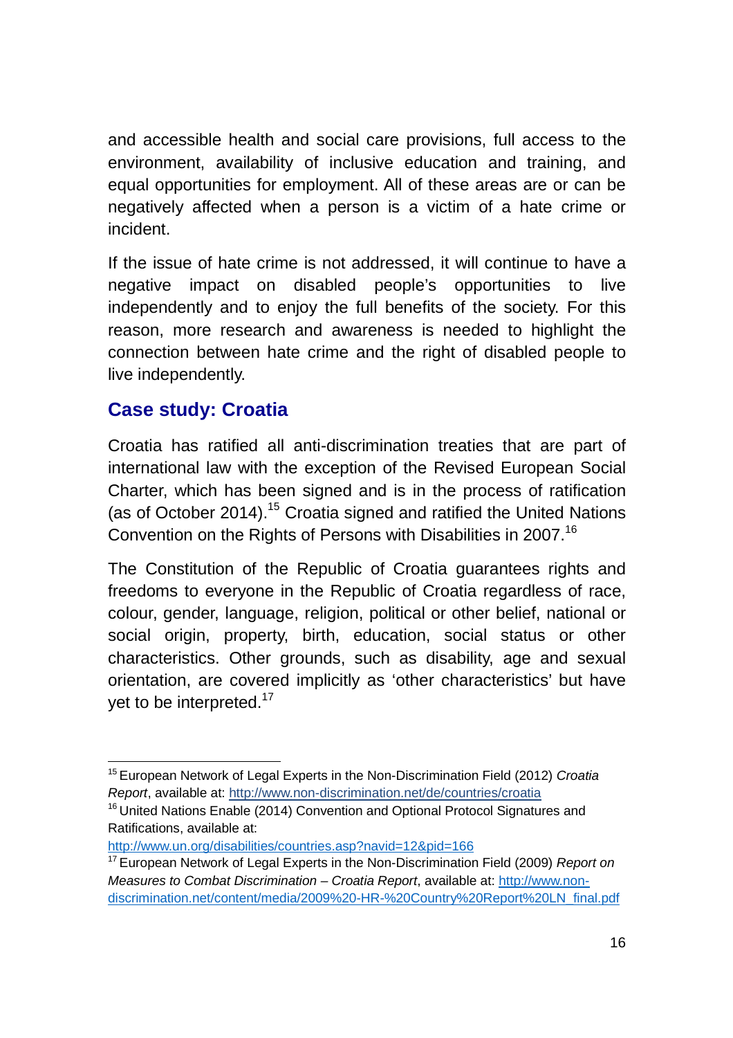and accessible health and social care provisions, full access to the environment, availability of inclusive education and training, and equal opportunities for employment. All of these areas are or can be negatively affected when a person is a victim of a hate crime or incident.

If the issue of hate crime is not addressed, it will continue to have a negative impact on disabled people's opportunities to live independently and to enjoy the full benefits of the society. For this reason, more research and awareness is needed to highlight the connection between hate crime and the right of disabled people to live independently.

## Case study: Croatia

Croatia has ratified all anti-discrimination treaties that are part of international law with the exception of the Revised European Social Charter, which has been signed and is in the process of ratification (as of October 2014).[15] Croatia signed and ratified the United Nations Convention on the Rights of Persons with Disabilities in 2007.[16]

The Constitution of the Republic of Croatia guarantees rights and freedoms to everyone in the Republic of Croatia regardless of race, colour, gender, language, religion, political or other belief, national or social origin, property, birth, education, social status or other characteristics. Other grounds, such as disability, age and sexual orientation, are covered implicitly as 'other characteristics' but have yet to be interpreted.[17]

---

[15] European Network of Legal Experts in the Non-Discrimination Field (2012) *Croatia Report*, available at: http://www.non-discrimination.net/de/countries/croatia

[16] United Nations Enable (2014) Convention and Optional Protocol Signatures and Ratifications, available at: http://www.un.org/disabilities/countries.asp?navid=12&pid=166

[17] European Network of Legal Experts in the Non-Discrimination Field (2009) *Report on Measures to Combat Discrimination – Croatia Report*, available at: http://www.non-discrimination.net/content/media/2009%20-HR-%20Country%20Report%20LN_final.pdf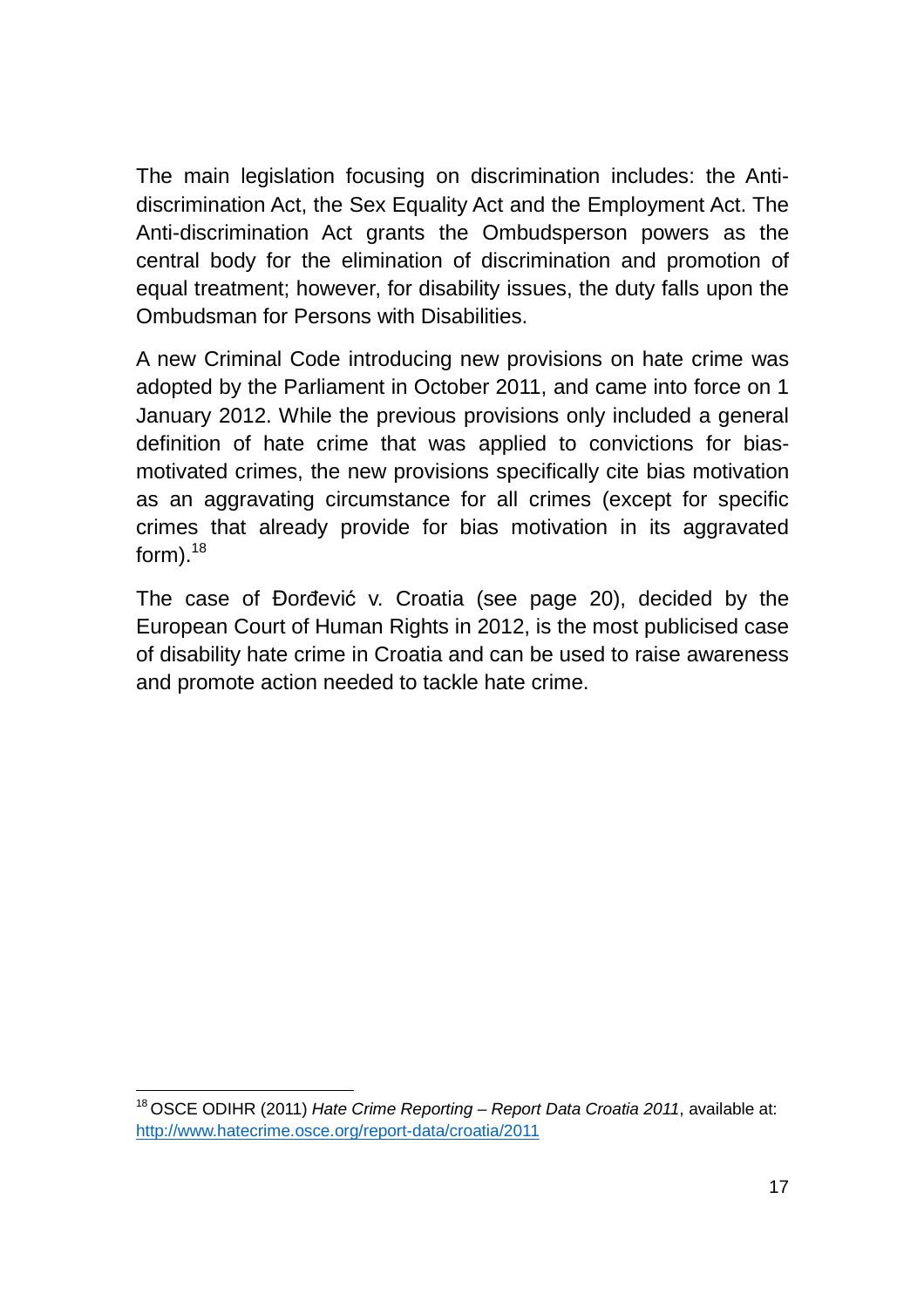The main legislation focusing on discrimination includes: the Anti-discrimination Act, the Sex Equality Act and the Employment Act. The Anti-discrimination Act grants the Ombudsperson powers as the central body for the elimination of discrimination and promotion of equal treatment; however, for disability issues, the duty falls upon the Ombudsman for Persons with Disabilities.

A new Criminal Code introducing new provisions on hate crime was adopted by the Parliament in October 2011, and came into force on 1 January 2012. While the previous provisions only included a general definition of hate crime that was applied to convictions for bias-motivated crimes, the new provisions specifically cite bias motivation as an aggravating circumstance for all crimes (except for specific crimes that already provide for bias motivation in its aggravated form).[18]

The case of Đorđević v. Croatia (see page 20), decided by the European Court of Human Rights in 2012, is the most publicised case of disability hate crime in Croatia and can be used to raise awareness and promote action needed to tackle hate crime.

---

[18] OSCE ODIHR (2011) *Hate Crime Reporting – Report Data Croatia 2011*, available at: http://www.hatecrime.osce.org/report-data/croatia/2011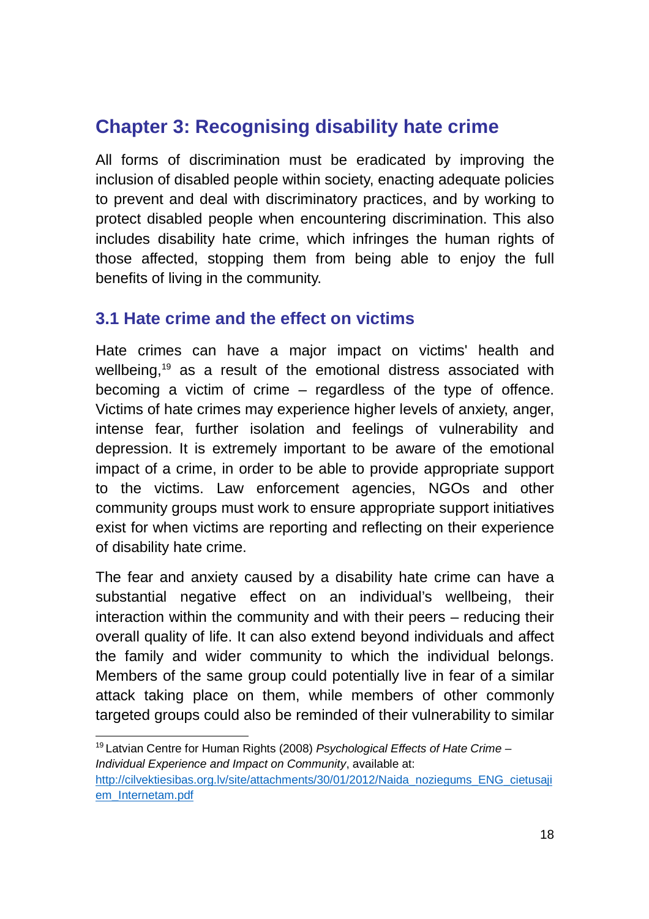# Chapter 3: Recognising disability hate crime

All forms of discrimination must be eradicated by improving the inclusion of disabled people within society, enacting adequate policies to prevent and deal with discriminatory practices, and by working to protect disabled people when encountering discrimination. This also includes disability hate crime, which infringes the human rights of those affected, stopping them from being able to enjoy the full benefits of living in the community.

## 3.1 Hate crime and the effect on victims

Hate crimes can have a major impact on victims' health and wellbeing,[19] as a result of the emotional distress associated with becoming a victim of crime – regardless of the type of offence. Victims of hate crimes may experience higher levels of anxiety, anger, intense fear, further isolation and feelings of vulnerability and depression. It is extremely important to be aware of the emotional impact of a crime, in order to be able to provide appropriate support to the victims. Law enforcement agencies, NGOs and other community groups must work to ensure appropriate support initiatives exist for when victims are reporting and reflecting on their experience of disability hate crime.

The fear and anxiety caused by a disability hate crime can have a substantial negative effect on an individual's wellbeing, their interaction within the community and with their peers – reducing their overall quality of life. It can also extend beyond individuals and affect the family and wider community to which the individual belongs. Members of the same group could potentially live in fear of a similar attack taking place on them, while members of other commonly targeted groups could also be reminded of their vulnerability to similar

---

[19] Latvian Centre for Human Rights (2008) *Psychological Effects of Hate Crime – Individual Experience and Impact on Community*, available at: http://cilvektiesibas.org.lv/site/attachments/30/01/2012/Naida_noziegums_ENG_cietusajiem_Internetam.pdf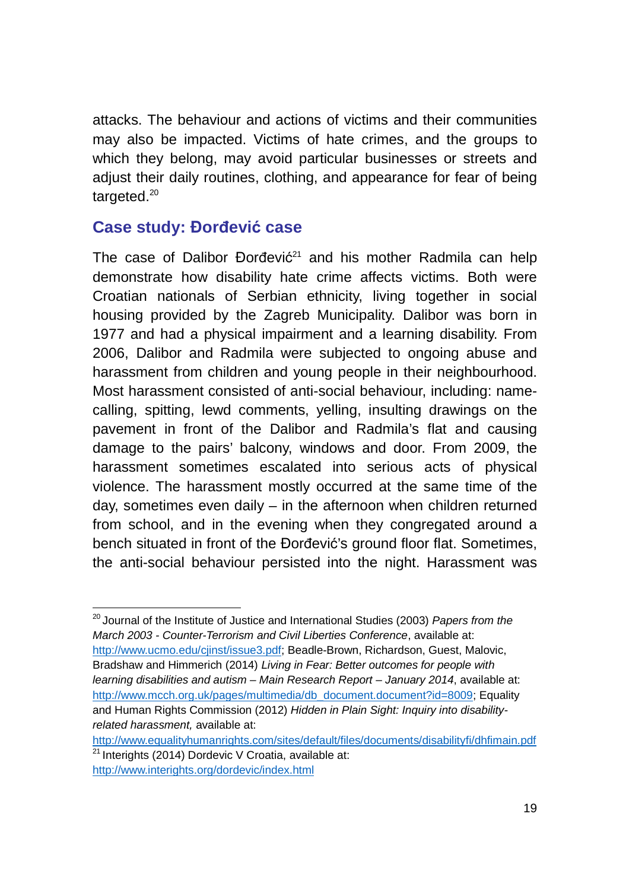attacks. The behaviour and actions of victims and their communities may also be impacted. Victims of hate crimes, and the groups to which they belong, may avoid particular businesses or streets and adjust their daily routines, clothing, and appearance for fear of being targeted.[20]

## Case study: Đorđević case

The case of Dalibor Đorđević[21] and his mother Radmila can help demonstrate how disability hate crime affects victims. Both were Croatian nationals of Serbian ethnicity, living together in social housing provided by the Zagreb Municipality. Dalibor was born in 1977 and had a physical impairment and a learning disability. From 2006, Dalibor and Radmila were subjected to ongoing abuse and harassment from children and young people in their neighbourhood. Most harassment consisted of anti-social behaviour, including: name-calling, spitting, lewd comments, yelling, insulting drawings on the pavement in front of the Dalibor and Radmila's flat and causing damage to the pairs' balcony, windows and door. From 2009, the harassment sometimes escalated into serious acts of physical violence. The harassment mostly occurred at the same time of the day, sometimes even daily – in the afternoon when children returned from school, and in the evening when they congregated around a bench situated in front of the Đorđević's ground floor flat. Sometimes, the anti-social behaviour persisted into the night. Harassment was

---

[20] Journal of the Institute of Justice and International Studies (2003) *Papers from the March 2003 - Counter-Terrorism and Civil Liberties Conference*, available at: http://www.ucmo.edu/cjinst/issue3.pdf; Beadle-Brown, Richardson, Guest, Malovic, Bradshaw and Himmerich (2014) *Living in Fear: Better outcomes for people with learning disabilities and autism – Main Research Report – January 2014*, available at: http://www.mcch.org.uk/pages/multimedia/db_document.document?id=8009; Equality and Human Rights Commission (2012) *Hidden in Plain Sight: Inquiry into disability-related harassment,* available at: http://www.equalityhumanrights.com/sites/default/files/documents/disabilityfi/dhfimain.pdf

[21] Interights (2014) Dordevic V Croatia, available at: http://www.interights.org/dordevic/index.html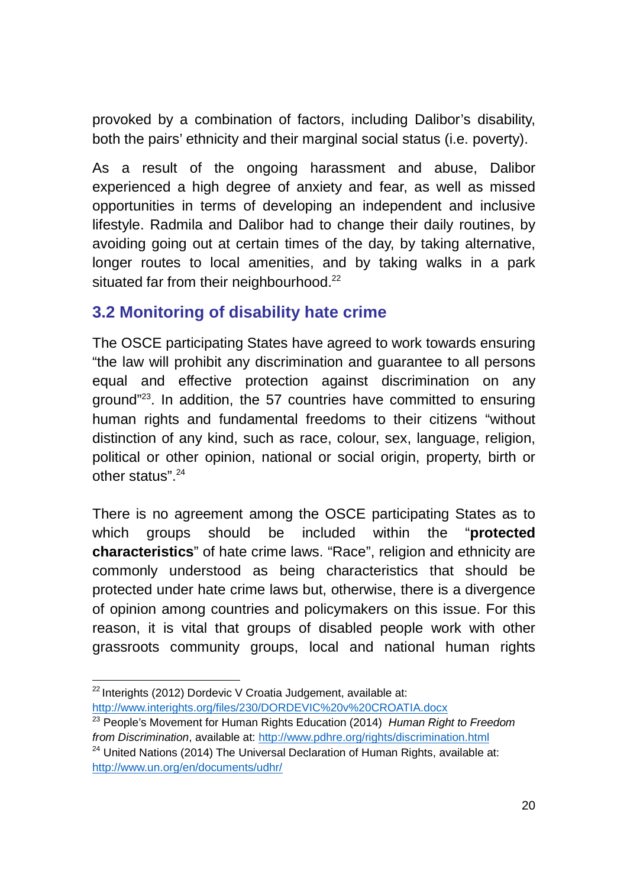provoked by a combination of factors, including Dalibor's disability, both the pairs' ethnicity and their marginal social status (i.e. poverty).

As a result of the ongoing harassment and abuse, Dalibor experienced a high degree of anxiety and fear, as well as missed opportunities in terms of developing an independent and inclusive lifestyle. Radmila and Dalibor had to change their daily routines, by avoiding going out at certain times of the day, by taking alternative, longer routes to local amenities, and by taking walks in a park situated far from their neighbourhood.[22]

## 3.2 Monitoring of disability hate crime

The OSCE participating States have agreed to work towards ensuring "the law will prohibit any discrimination and guarantee to all persons equal and effective protection against discrimination on any ground"[23]. In addition, the 57 countries have committed to ensuring human rights and fundamental freedoms to their citizens "without distinction of any kind, such as race, colour, sex, language, religion, political or other opinion, national or social origin, property, birth or other status".[24]

There is no agreement among the OSCE participating States as to which groups should be included within the "**protected characteristics**" of hate crime laws. "Race", religion and ethnicity are commonly understood as being characteristics that should be protected under hate crime laws but, otherwise, there is a divergence of opinion among countries and policymakers on this issue. For this reason, it is vital that groups of disabled people work with other grassroots community groups, local and national human rights

---

[22] Interights (2012) Dordevic V Croatia Judgement, available at: http://www.interights.org/files/230/DORDEVIC%20v%20CROATIA.docx

[23] People's Movement for Human Rights Education (2014) *Human Right to Freedom from Discrimination*, available at: http://www.pdhre.org/rights/discrimination.html

[24] United Nations (2014) The Universal Declaration of Human Rights, available at: http://www.un.org/en/documents/udhr/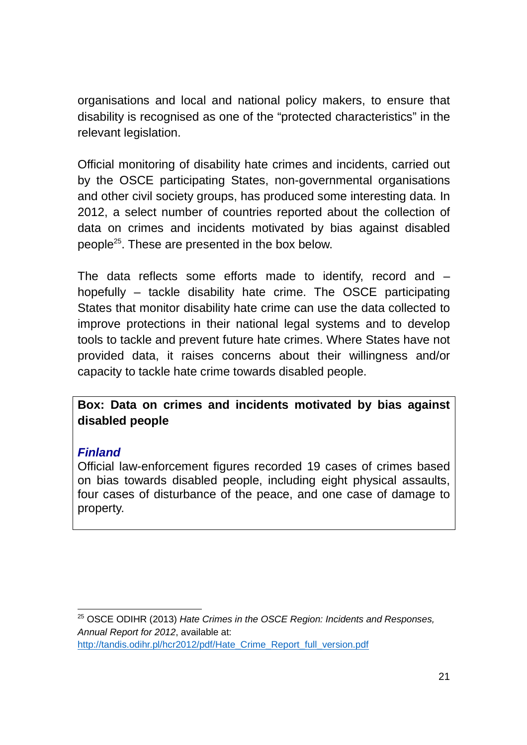organisations and local and national policy makers, to ensure that disability is recognised as one of the “protected characteristics” in the relevant legislation.

Official monitoring of disability hate crimes and incidents, carried out by the OSCE participating States, non-governmental organisations and other civil society groups, has produced some interesting data. In 2012, a select number of countries reported about the collection of data on crimes and incidents motivated by bias against disabled people[25]. These are presented in the box below.

The data reflects some efforts made to identify, record and – hopefully – tackle disability hate crime. The OSCE participating States that monitor disability hate crime can use the data collected to improve protections in their national legal systems and to develop tools to tackle and prevent future hate crimes. Where States have not provided data, it raises concerns about their willingness and/or capacity to tackle hate crime towards disabled people.

**Box: Data on crimes and incidents motivated by bias against disabled people**

***Finland***

Official law-enforcement figures recorded 19 cases of crimes based on bias towards disabled people, including eight physical assaults, four cases of disturbance of the peace, and one case of damage to property.

---

[25] OSCE ODIHR (2013) *Hate Crimes in the OSCE Region: Incidents and Responses, Annual Report for 2012*, available at: http://tandis.odihr.pl/hcr2012/pdf/Hate_Crime_Report_full_version.pdf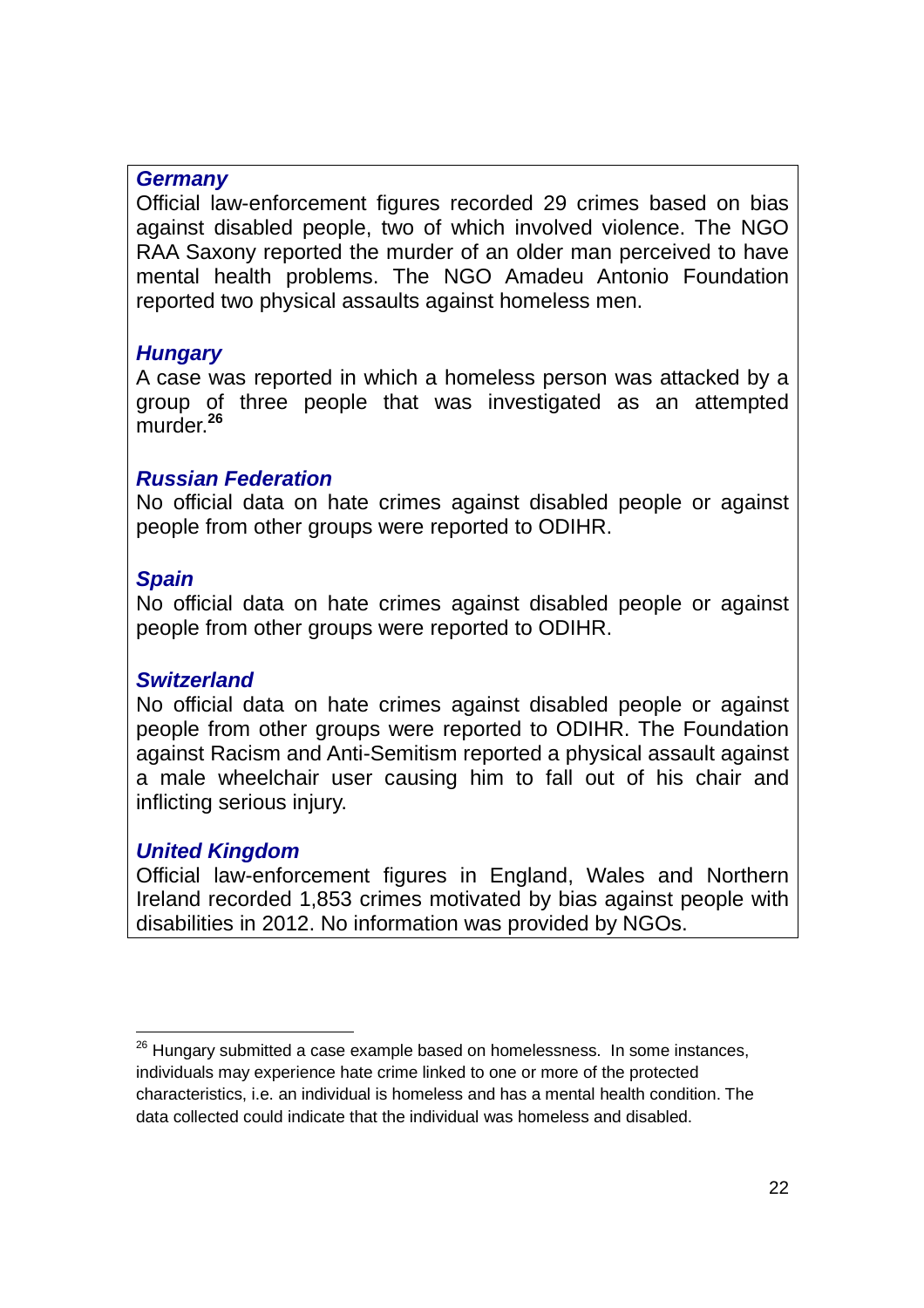***Germany***

Official law-enforcement figures recorded 29 crimes based on bias against disabled people, two of which involved violence. The NGO RAA Saxony reported the murder of an older man perceived to have mental health problems. The NGO Amadeu Antonio Foundation reported two physical assaults against homeless men.

***Hungary***

A case was reported in which a homeless person was attacked by a group of three people that was investigated as an attempted murder.[26]

***Russian Federation***

No official data on hate crimes against disabled people or against people from other groups were reported to ODIHR.

***Spain***

No official data on hate crimes against disabled people or against people from other groups were reported to ODIHR.

***Switzerland***

No official data on hate crimes against disabled people or against people from other groups were reported to ODIHR. The Foundation against Racism and Anti-Semitism reported a physical assault against a male wheelchair user causing him to fall out of his chair and inflicting serious injury.

***United Kingdom***

Official law-enforcement figures in England, Wales and Northern Ireland recorded 1,853 crimes motivated by bias against people with disabilities in 2012. No information was provided by NGOs.

---

[26] Hungary submitted a case example based on homelessness. In some instances, individuals may experience hate crime linked to one or more of the protected characteristics, i.e. an individual is homeless and has a mental health condition. The data collected could indicate that the individual was homeless and disabled.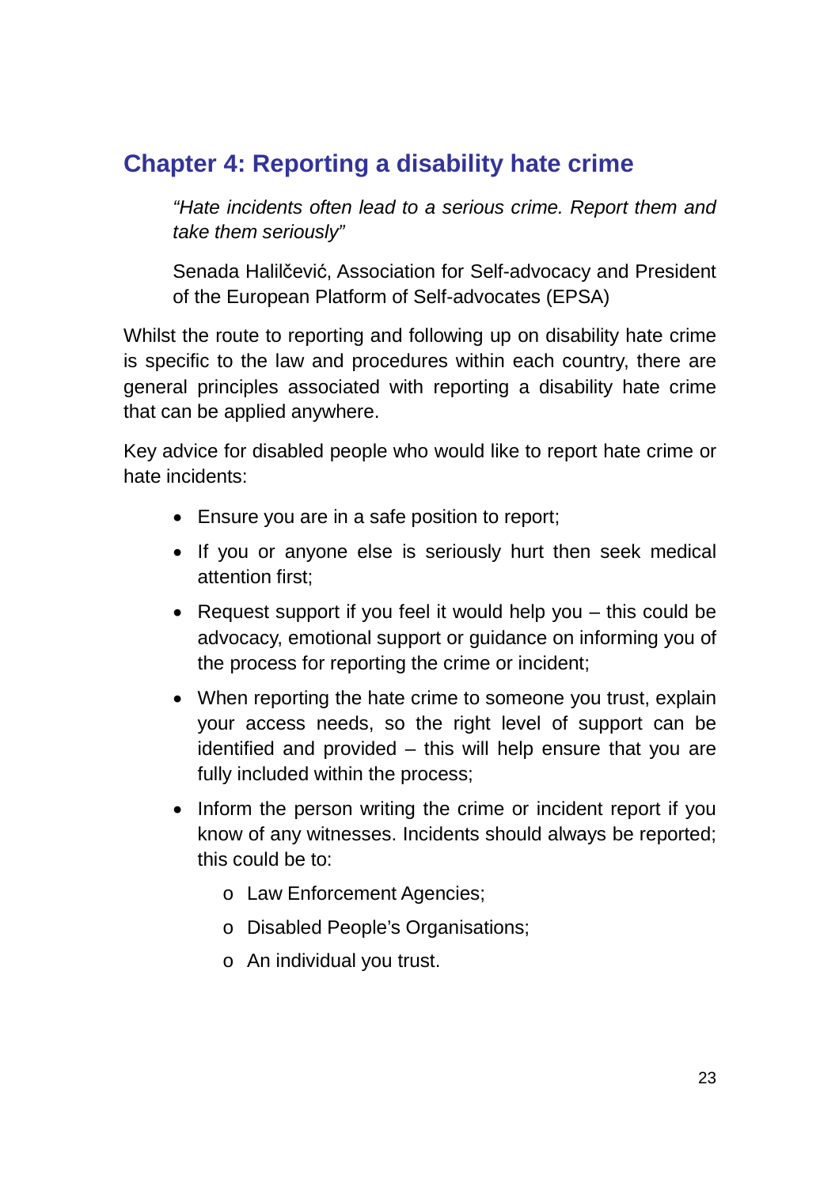## Chapter 4: Reporting a disability hate crime

> *"Hate incidents often lead to a serious crime. Report them and take them seriously"*
>
> Senada Halilčević, Association for Self-advocacy and President of the European Platform of Self-advocates (EPSA)

Whilst the route to reporting and following up on disability hate crime is specific to the law and procedures within each country, there are general principles associated with reporting a disability hate crime that can be applied anywhere.

Key advice for disabled people who would like to report hate crime or hate incidents:

- Ensure you are in a safe position to report;
- If you or anyone else is seriously hurt then seek medical attention first;
- Request support if you feel it would help you – this could be advocacy, emotional support or guidance on informing you of the process for reporting the crime or incident;
- When reporting the hate crime to someone you trust, explain your access needs, so the right level of support can be identified and provided – this will help ensure that you are fully included within the process;
- Inform the person writing the crime or incident report if you know of any witnesses. Incidents should always be reported; this could be to:
    - Law Enforcement Agencies;
    - Disabled People's Organisations;
    - An individual you trust.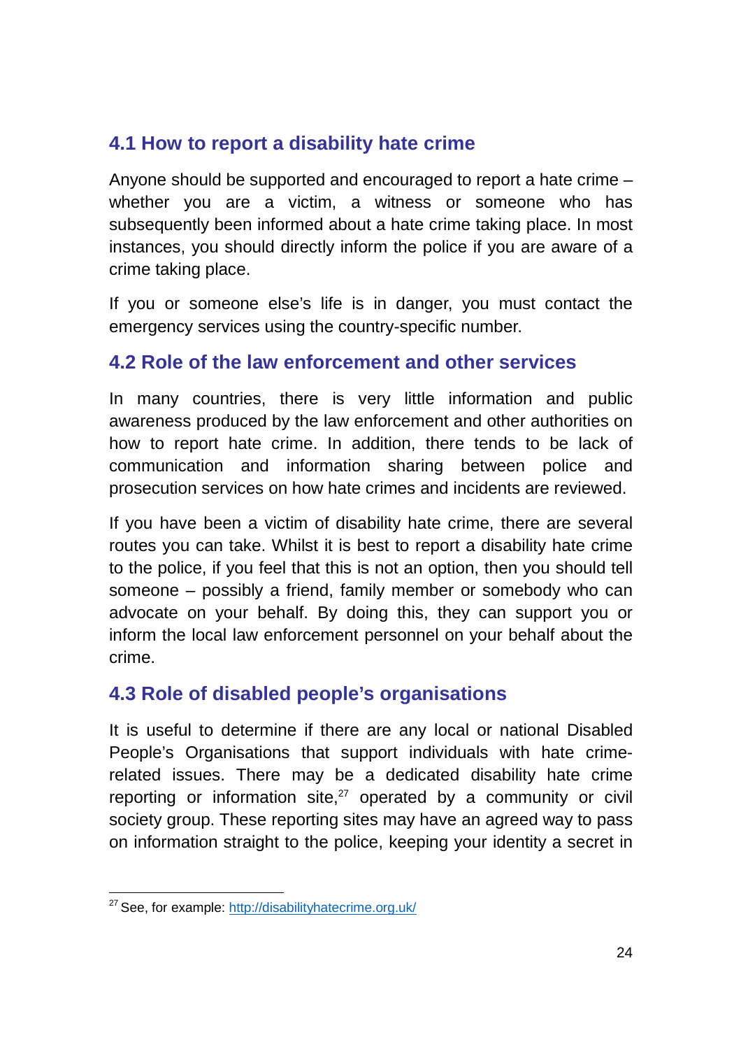## 4.1 How to report a disability hate crime

Anyone should be supported and encouraged to report a hate crime – whether you are a victim, a witness or someone who has subsequently been informed about a hate crime taking place. In most instances, you should directly inform the police if you are aware of a crime taking place.

If you or someone else's life is in danger, you must contact the emergency services using the country-specific number.

## 4.2 Role of the law enforcement and other services

In many countries, there is very little information and public awareness produced by the law enforcement and other authorities on how to report hate crime. In addition, there tends to be lack of communication and information sharing between police and prosecution services on how hate crimes and incidents are reviewed.

If you have been a victim of disability hate crime, there are several routes you can take. Whilst it is best to report a disability hate crime to the police, if you feel that this is not an option, then you should tell someone – possibly a friend, family member or somebody who can advocate on your behalf. By doing this, they can support you or inform the local law enforcement personnel on your behalf about the crime.

## 4.3 Role of disabled people's organisations

It is useful to determine if there are any local or national Disabled People's Organisations that support individuals with hate crime-related issues. There may be a dedicated disability hate crime reporting or information site,[27] operated by a community or civil society group. These reporting sites may have an agreed way to pass on information straight to the police, keeping your identity a secret in

---

[27] See, for example: http://disabilityhatecrime.org.uk/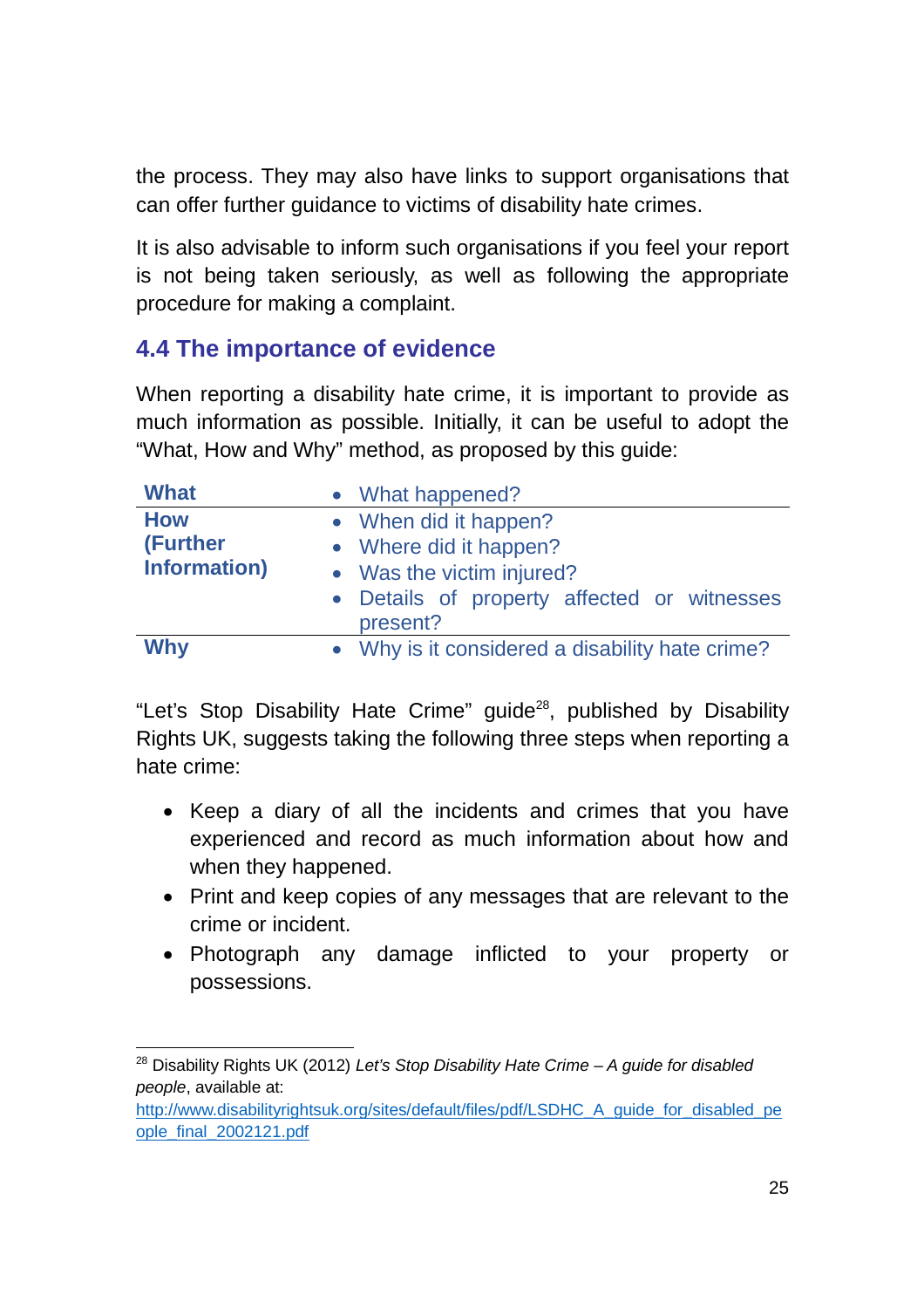the process. They may also have links to support organisations that can offer further guidance to victims of disability hate crimes.

It is also advisable to inform such organisations if you feel your report is not being taken seriously, as well as following the appropriate procedure for making a complaint.

## 4.4 The importance of evidence

When reporting a disability hate crime, it is important to provide as much information as possible. Initially, it can be useful to adopt the "What, How and Why" method, as proposed by this guide:

| | |
|---|---|
| **What** | • What happened? |
| **How (Further Information)** | • When did it happen?<br>• Where did it happen?<br>• Was the victim injured?<br>• Details of property affected or witnesses present? |
| **Why** | • Why is it considered a disability hate crime? |

"Let's Stop Disability Hate Crime" guide[28], published by Disability Rights UK, suggests taking the following three steps when reporting a hate crime:

- Keep a diary of all the incidents and crimes that you have experienced and record as much information about how and when they happened.
- Print and keep copies of any messages that are relevant to the crime or incident.
- Photograph any damage inflicted to your property or possessions.

---

[28] Disability Rights UK (2012) *Let's Stop Disability Hate Crime – A guide for disabled people*, available at: http://www.disabilityrightsuk.org/sites/default/files/pdf/LSDHC_A_guide_for_disabled_people_final_2002121.pdf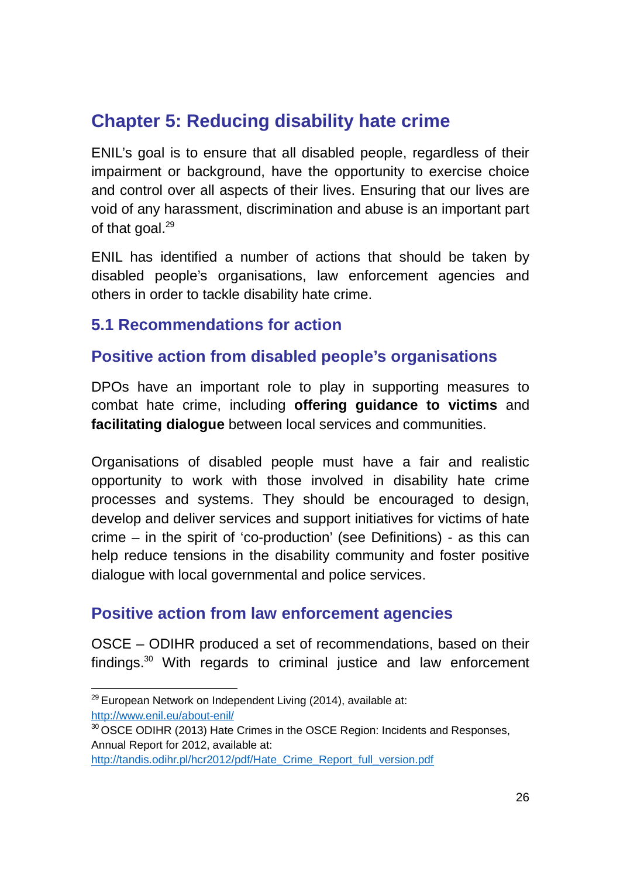# Chapter 5: Reducing disability hate crime

ENIL's goal is to ensure that all disabled people, regardless of their impairment or background, have the opportunity to exercise choice and control over all aspects of their lives. Ensuring that our lives are void of any harassment, discrimination and abuse is an important part of that goal.[29]

ENIL has identified a number of actions that should be taken by disabled people's organisations, law enforcement agencies and others in order to tackle disability hate crime.

## 5.1 Recommendations for action

### Positive action from disabled people's organisations

DPOs have an important role to play in supporting measures to combat hate crime, including **offering guidance to victims** and **facilitating dialogue** between local services and communities.

Organisations of disabled people must have a fair and realistic opportunity to work with those involved in disability hate crime processes and systems. They should be encouraged to design, develop and deliver services and support initiatives for victims of hate crime – in the spirit of 'co-production' (see Definitions) - as this can help reduce tensions in the disability community and foster positive dialogue with local governmental and police services.

### Positive action from law enforcement agencies

OSCE – ODIHR produced a set of recommendations, based on their findings.[30] With regards to criminal justice and law enforcement

---

[29] European Network on Independent Living (2014), available at: http://www.enil.eu/about-enil/

[30] OSCE ODIHR (2013) Hate Crimes in the OSCE Region: Incidents and Responses, Annual Report for 2012, available at: http://tandis.odihr.pl/hcr2012/pdf/Hate_Crime_Report_full_version.pdf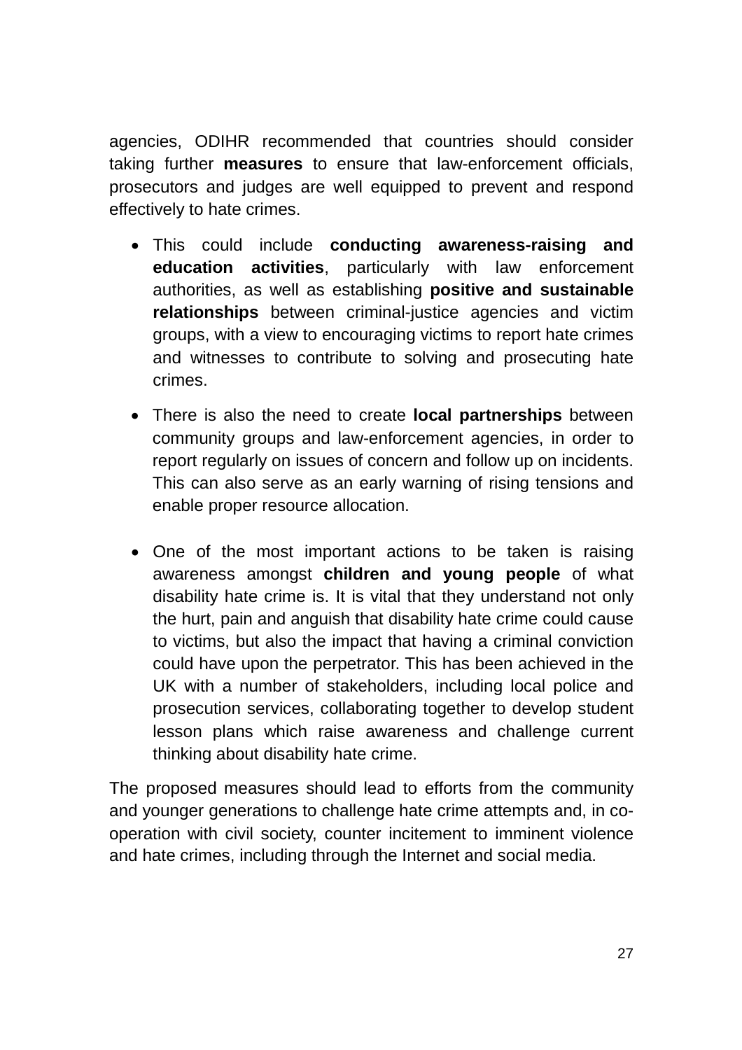agencies, ODIHR recommended that countries should consider taking further **measures** to ensure that law-enforcement officials, prosecutors and judges are well equipped to prevent and respond effectively to hate crimes.

- This could include **conducting awareness-raising and education activities**, particularly with law enforcement authorities, as well as establishing **positive and sustainable relationships** between criminal-justice agencies and victim groups, with a view to encouraging victims to report hate crimes and witnesses to contribute to solving and prosecuting hate crimes.

- There is also the need to create **local partnerships** between community groups and law-enforcement agencies, in order to report regularly on issues of concern and follow up on incidents. This can also serve as an early warning of rising tensions and enable proper resource allocation.

- One of the most important actions to be taken is raising awareness amongst **children and young people** of what disability hate crime is. It is vital that they understand not only the hurt, pain and anguish that disability hate crime could cause to victims, but also the impact that having a criminal conviction could have upon the perpetrator. This has been achieved in the UK with a number of stakeholders, including local police and prosecution services, collaborating together to develop student lesson plans which raise awareness and challenge current thinking about disability hate crime.

The proposed measures should lead to efforts from the community and younger generations to challenge hate crime attempts and, in co-operation with civil society, counter incitement to imminent violence and hate crimes, including through the Internet and social media.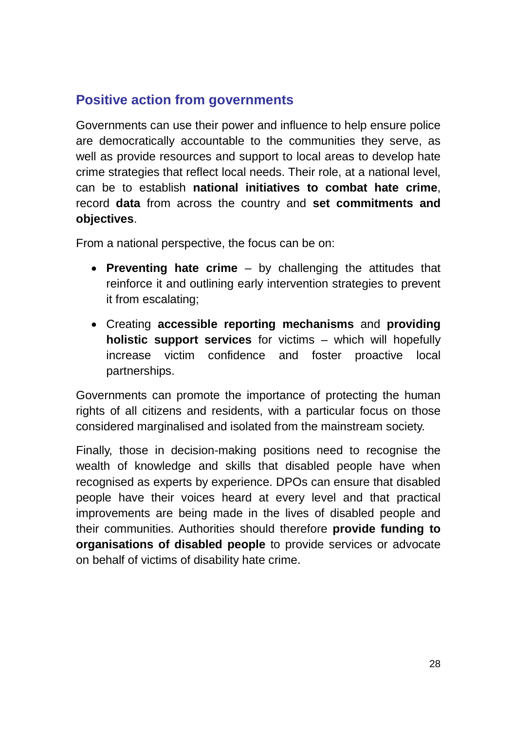## Positive action from governments

Governments can use their power and influence to help ensure police are democratically accountable to the communities they serve, as well as provide resources and support to local areas to develop hate crime strategies that reflect local needs. Their role, at a national level, can be to establish **national initiatives to combat hate crime**, record **data** from across the country and **set commitments and objectives**.

From a national perspective, the focus can be on:

- **Preventing hate crime** – by challenging the attitudes that reinforce it and outlining early intervention strategies to prevent it from escalating;
- Creating **accessible reporting mechanisms** and **providing holistic support services** for victims – which will hopefully increase victim confidence and foster proactive local partnerships.

Governments can promote the importance of protecting the human rights of all citizens and residents, with a particular focus on those considered marginalised and isolated from the mainstream society.

Finally, those in decision-making positions need to recognise the wealth of knowledge and skills that disabled people have when recognised as experts by experience. DPOs can ensure that disabled people have their voices heard at every level and that practical improvements are being made in the lives of disabled people and their communities. Authorities should therefore **provide funding to organisations of disabled people** to provide services or advocate on behalf of victims of disability hate crime.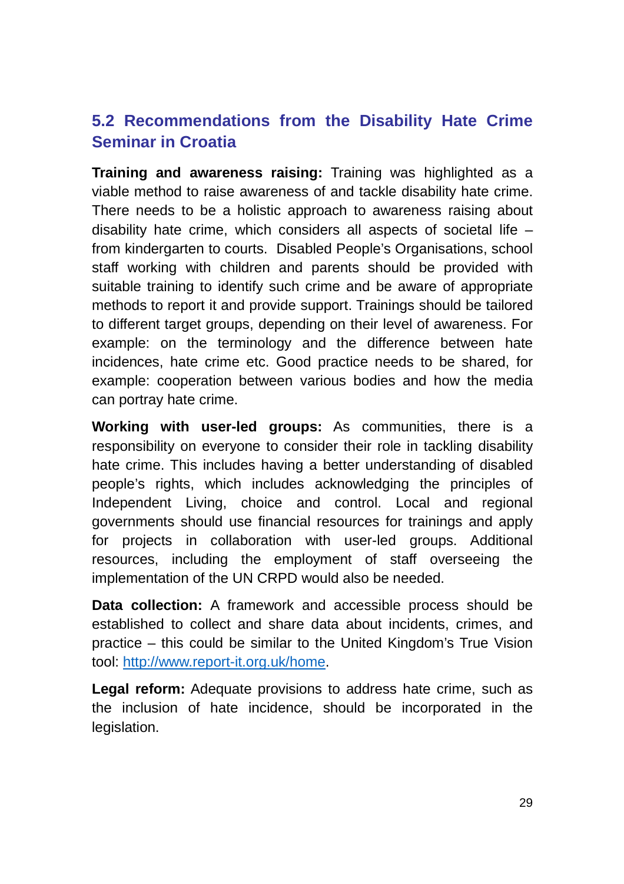## 5.2 Recommendations from the Disability Hate Crime Seminar in Croatia

**Training and awareness raising:** Training was highlighted as a viable method to raise awareness of and tackle disability hate crime. There needs to be a holistic approach to awareness raising about disability hate crime, which considers all aspects of societal life – from kindergarten to courts. Disabled People's Organisations, school staff working with children and parents should be provided with suitable training to identify such crime and be aware of appropriate methods to report it and provide support. Trainings should be tailored to different target groups, depending on their level of awareness. For example: on the terminology and the difference between hate incidences, hate crime etc. Good practice needs to be shared, for example: cooperation between various bodies and how the media can portray hate crime.

**Working with user-led groups:** As communities, there is a responsibility on everyone to consider their role in tackling disability hate crime. This includes having a better understanding of disabled people's rights, which includes acknowledging the principles of Independent Living, choice and control. Local and regional governments should use financial resources for trainings and apply for projects in collaboration with user-led groups. Additional resources, including the employment of staff overseeing the implementation of the UN CRPD would also be needed.

**Data collection:** A framework and accessible process should be established to collect and share data about incidents, crimes, and practice – this could be similar to the United Kingdom's True Vision tool: [http://www.report-it.org.uk/home](http://www.report-it.org.uk/home).

**Legal reform:** Adequate provisions to address hate crime, such as the inclusion of hate incidence, should be incorporated in the legislation.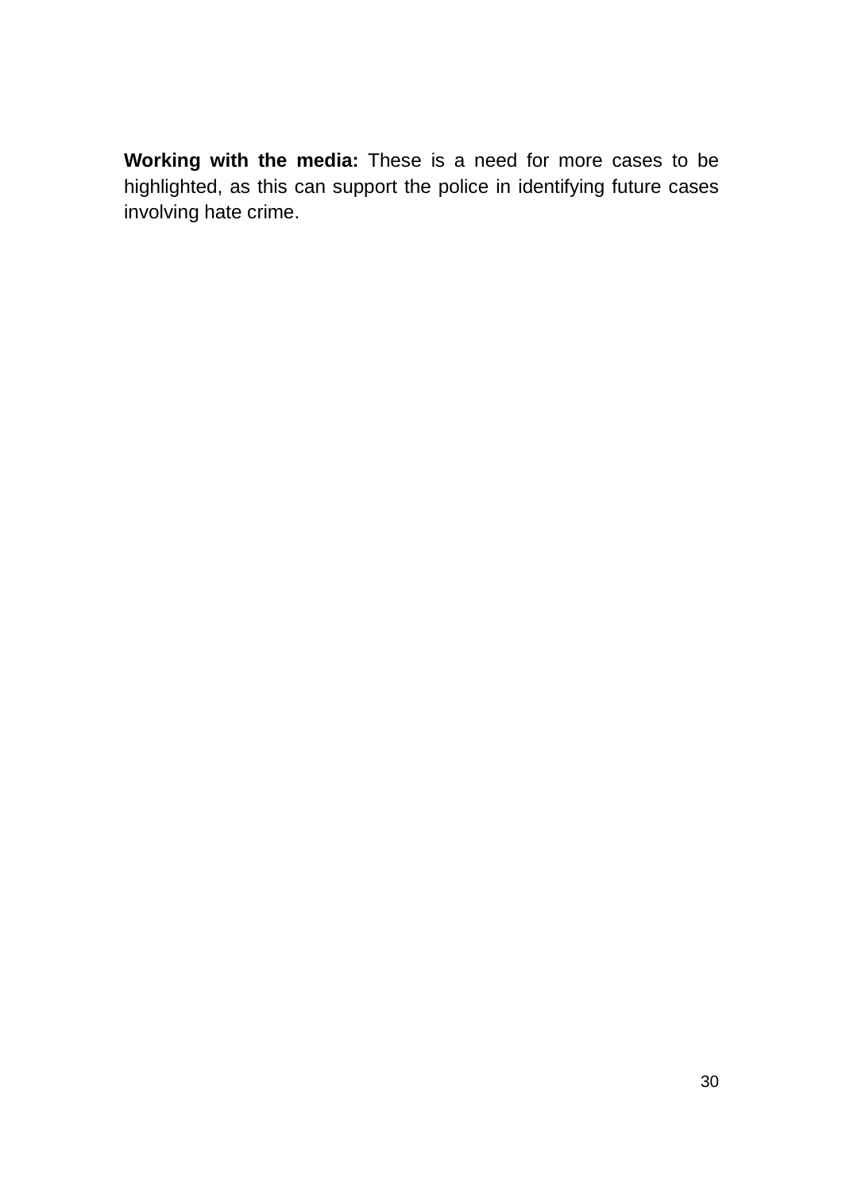**Working with the media:** These is a need for more cases to be highlighted, as this can support the police in identifying future cases involving hate crime.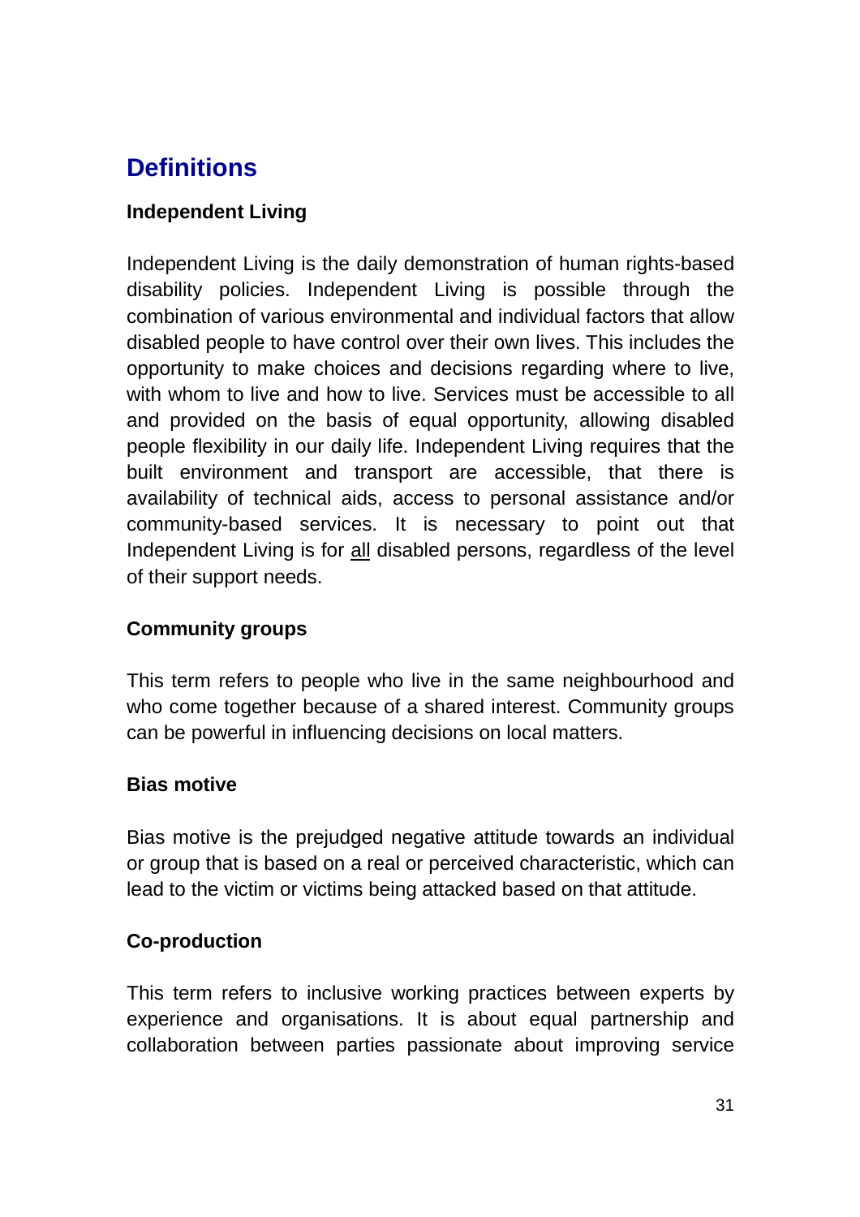## Definitions

### Independent Living

Independent Living is the daily demonstration of human rights-based disability policies. Independent Living is possible through the combination of various environmental and individual factors that allow disabled people to have control over their own lives. This includes the opportunity to make choices and decisions regarding where to live, with whom to live and how to live. Services must be accessible to all and provided on the basis of equal opportunity, allowing disabled people flexibility in our daily life. Independent Living requires that the built environment and transport are accessible, that there is availability of technical aids, access to personal assistance and/or community-based services. It is necessary to point out that Independent Living is for <u>all</u> disabled persons, regardless of the level of their support needs.

### Community groups

This term refers to people who live in the same neighbourhood and who come together because of a shared interest. Community groups can be powerful in influencing decisions on local matters.

### Bias motive

Bias motive is the prejudged negative attitude towards an individual or group that is based on a real or perceived characteristic, which can lead to the victim or victims being attacked based on that attitude.

### Co-production

This term refers to inclusive working practices between experts by experience and organisations. It is about equal partnership and collaboration between parties passionate about improving service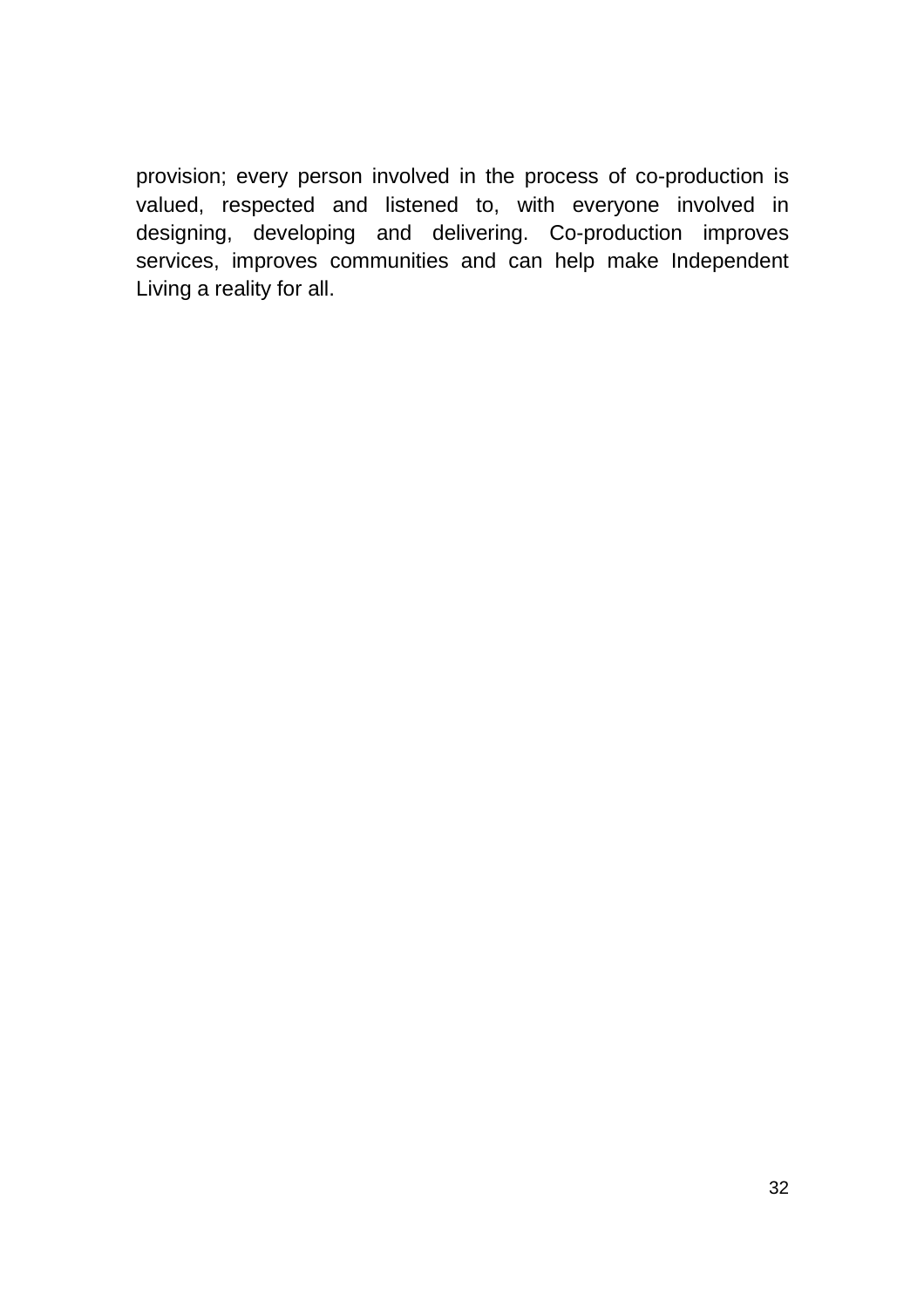provision; every person involved in the process of co-production is valued, respected and listened to, with everyone involved in designing, developing and delivering. Co-production improves services, improves communities and can help make Independent Living a reality for all.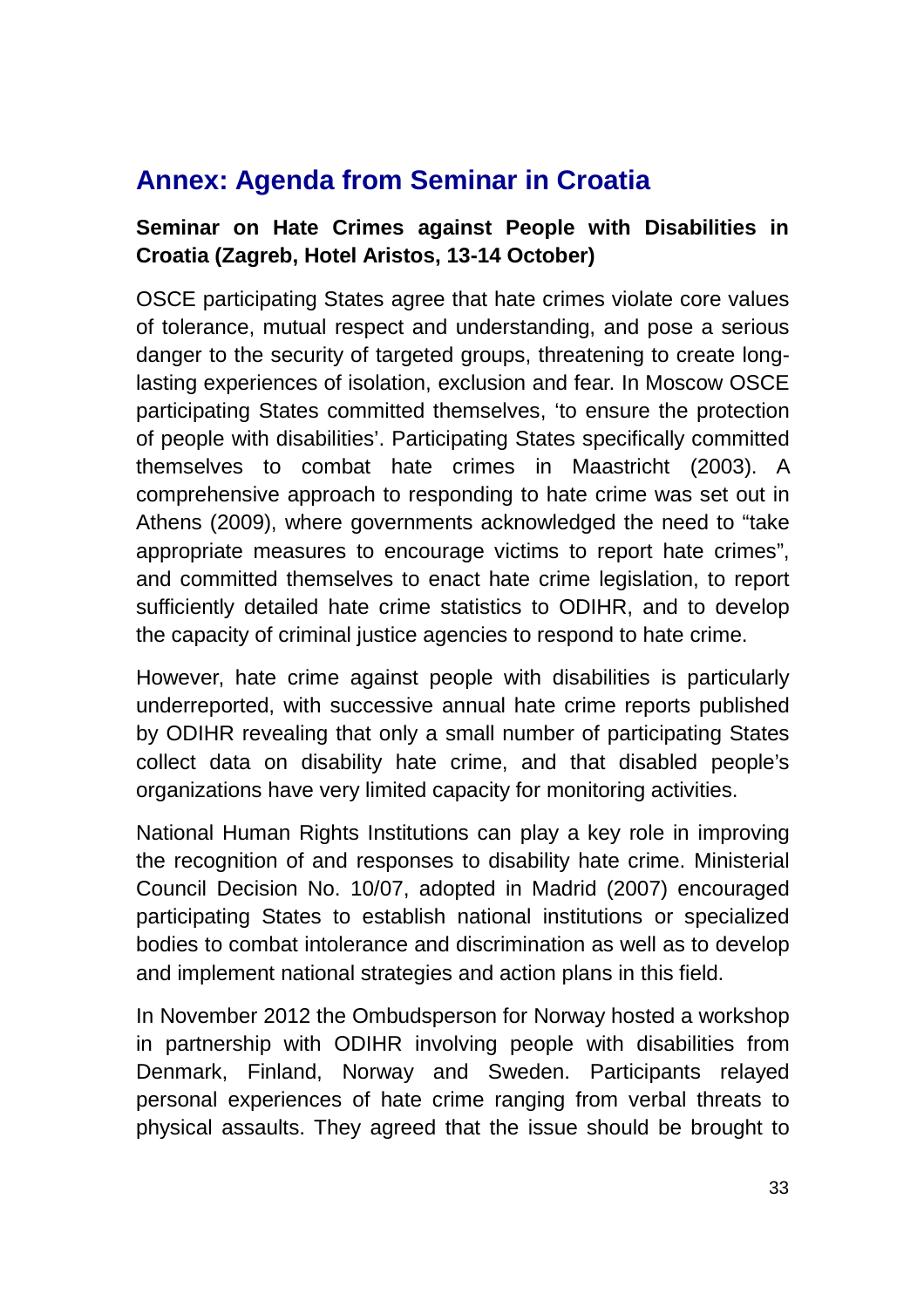## Annex: Agenda from Seminar in Croatia

**Seminar on Hate Crimes against People with Disabilities in Croatia (Zagreb, Hotel Aristos, 13-14 October)**

OSCE participating States agree that hate crimes violate core values of tolerance, mutual respect and understanding, and pose a serious danger to the security of targeted groups, threatening to create long-lasting experiences of isolation, exclusion and fear. In Moscow OSCE participating States committed themselves, 'to ensure the protection of people with disabilities'. Participating States specifically committed themselves to combat hate crimes in Maastricht (2003). A comprehensive approach to responding to hate crime was set out in Athens (2009), where governments acknowledged the need to "take appropriate measures to encourage victims to report hate crimes", and committed themselves to enact hate crime legislation, to report sufficiently detailed hate crime statistics to ODIHR, and to develop the capacity of criminal justice agencies to respond to hate crime.

However, hate crime against people with disabilities is particularly underreported, with successive annual hate crime reports published by ODIHR revealing that only a small number of participating States collect data on disability hate crime, and that disabled people's organizations have very limited capacity for monitoring activities.

National Human Rights Institutions can play a key role in improving the recognition of and responses to disability hate crime. Ministerial Council Decision No. 10/07, adopted in Madrid (2007) encouraged participating States to establish national institutions or specialized bodies to combat intolerance and discrimination as well as to develop and implement national strategies and action plans in this field.

In November 2012 the Ombudsperson for Norway hosted a workshop in partnership with ODIHR involving people with disabilities from Denmark, Finland, Norway and Sweden. Participants relayed personal experiences of hate crime ranging from verbal threats to physical assaults. They agreed that the issue should be brought to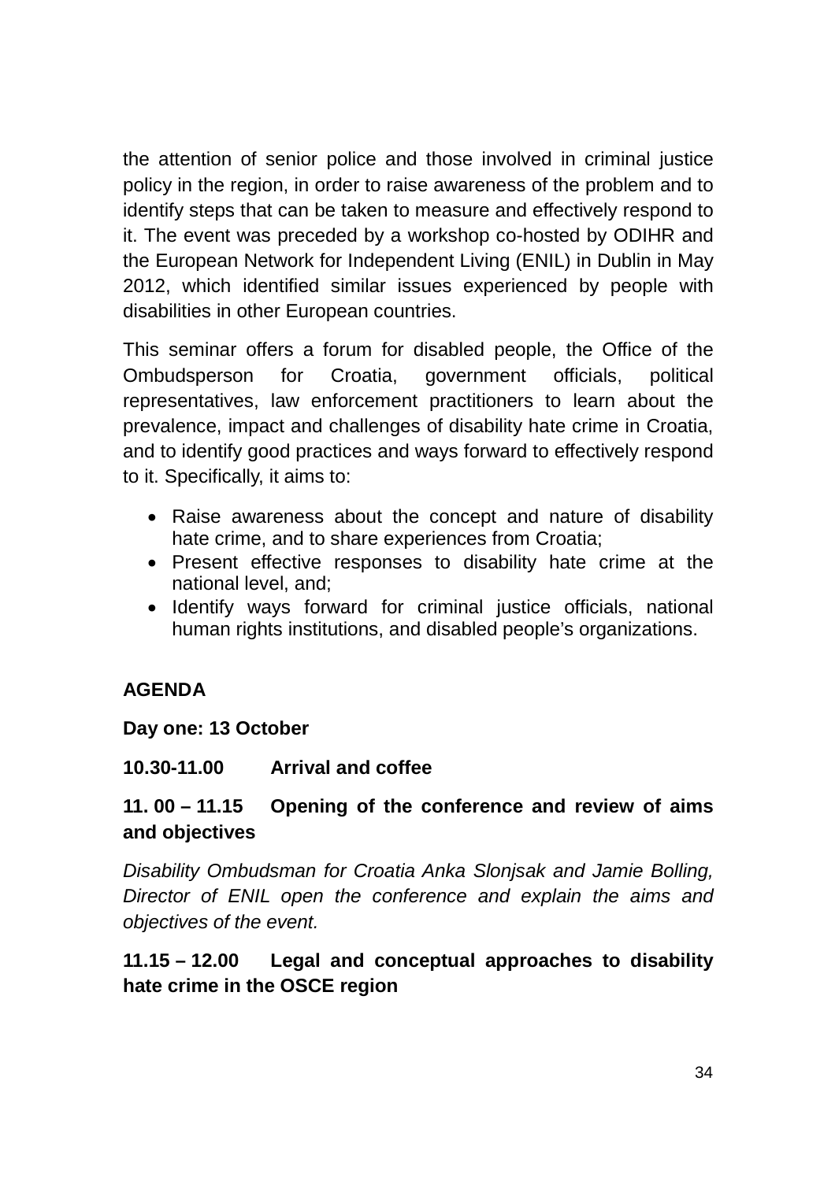the attention of senior police and those involved in criminal justice policy in the region, in order to raise awareness of the problem and to identify steps that can be taken to measure and effectively respond to it. The event was preceded by a workshop co-hosted by ODIHR and the European Network for Independent Living (ENIL) in Dublin in May 2012, which identified similar issues experienced by people with disabilities in other European countries.

This seminar offers a forum for disabled people, the Office of the Ombudsperson for Croatia, government officials, political representatives, law enforcement practitioners to learn about the prevalence, impact and challenges of disability hate crime in Croatia, and to identify good practices and ways forward to effectively respond to it. Specifically, it aims to:

- Raise awareness about the concept and nature of disability hate crime, and to share experiences from Croatia;
- Present effective responses to disability hate crime at the national level, and;
- Identify ways forward for criminal justice officials, national human rights institutions, and disabled people's organizations.

**AGENDA**

**Day one: 13 October**

**10.30-11.00 Arrival and coffee**

**11. 00 – 11.15 Opening of the conference and review of aims and objectives**

*Disability Ombudsman for Croatia Anka Slonjsak and Jamie Bolling, Director of ENIL open the conference and explain the aims and objectives of the event.*

**11.15 – 12.00 Legal and conceptual approaches to disability hate crime in the OSCE region**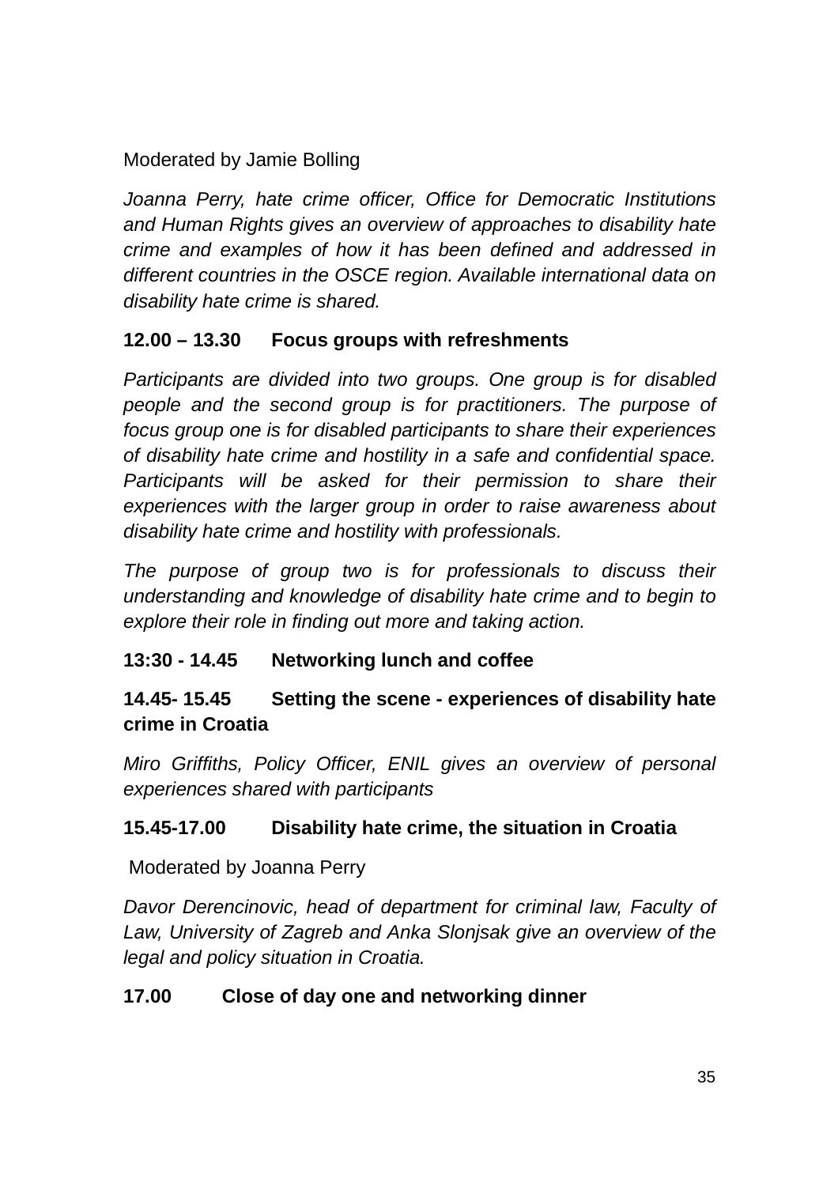Moderated by Jamie Bolling

*Joanna Perry, hate crime officer, Office for Democratic Institutions and Human Rights gives an overview of approaches to disability hate crime and examples of how it has been defined and addressed in different countries in the OSCE region. Available international data on disability hate crime is shared.*

**12.00 – 13.30 Focus groups with refreshments**

*Participants are divided into two groups. One group is for disabled people and the second group is for practitioners. The purpose of focus group one is for disabled participants to share their experiences of disability hate crime and hostility in a safe and confidential space. Participants will be asked for their permission to share their experiences with the larger group in order to raise awareness about disability hate crime and hostility with professionals.*

*The purpose of group two is for professionals to discuss their understanding and knowledge of disability hate crime and to begin to explore their role in finding out more and taking action.*

**13:30 - 14.45 Networking lunch and coffee**

**14.45- 15.45 Setting the scene - experiences of disability hate crime in Croatia**

*Miro Griffiths, Policy Officer, ENIL gives an overview of personal experiences shared with participants*

**15.45-17.00 Disability hate crime, the situation in Croatia**

Moderated by Joanna Perry

*Davor Derencinovic, head of department for criminal law, Faculty of Law, University of Zagreb and Anka Slonjsak give an overview of the legal and policy situation in Croatia.*

**17.00 Close of day one and networking dinner**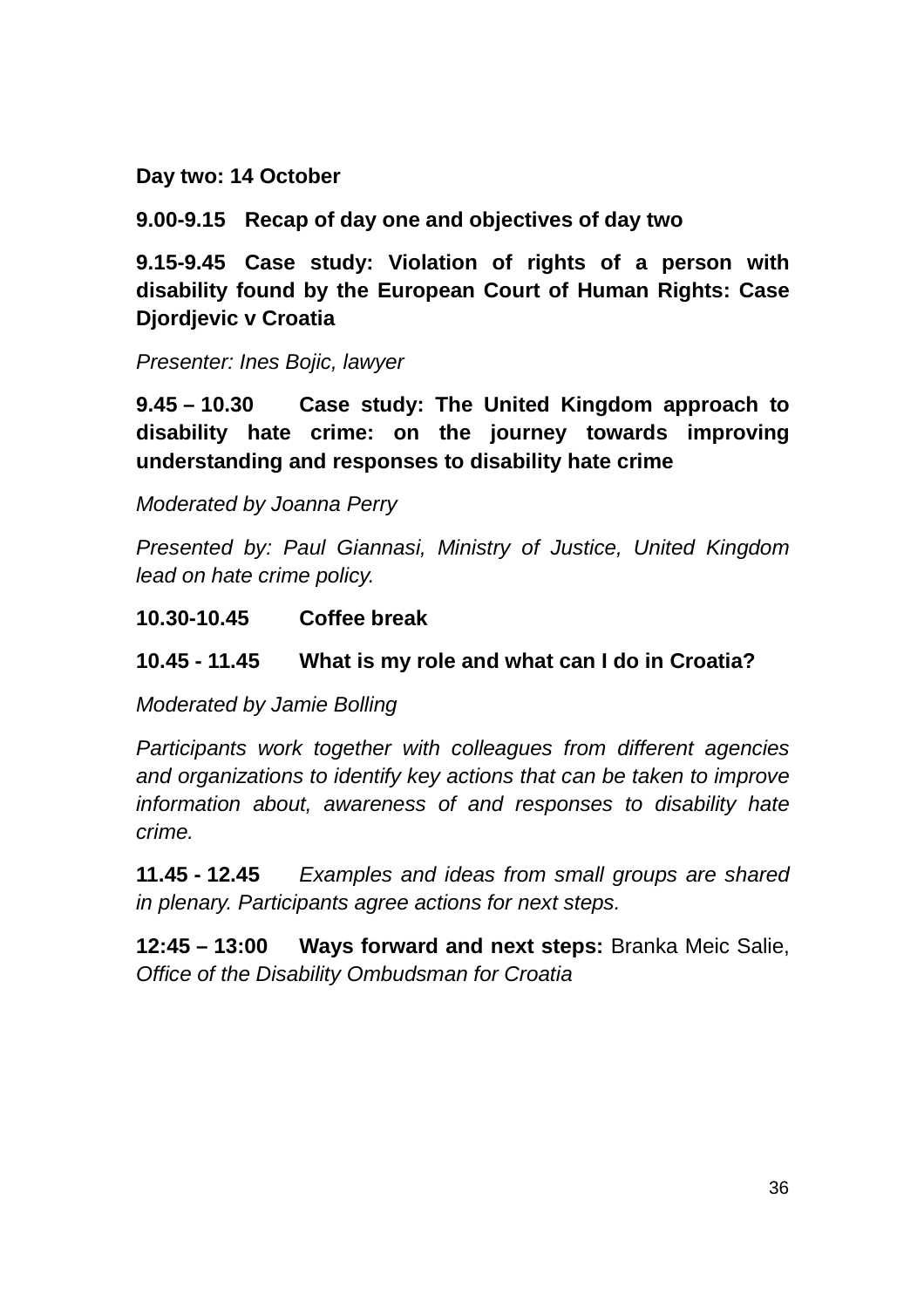**Day two: 14 October**

**9.00-9.15 Recap of day one and objectives of day two**

**9.15-9.45 Case study: Violation of rights of a person with disability found by the European Court of Human Rights: Case Djordjevic v Croatia**

*Presenter: Ines Bojic, lawyer*

**9.45 – 10.30 Case study: The United Kingdom approach to disability hate crime: on the journey towards improving understanding and responses to disability hate crime**

*Moderated by Joanna Perry*

*Presented by: Paul Giannasi, Ministry of Justice, United Kingdom lead on hate crime policy.*

**10.30-10.45 Coffee break**

**10.45 - 11.45 What is my role and what can I do in Croatia?**

*Moderated by Jamie Bolling*

*Participants work together with colleagues from different agencies and organizations to identify key actions that can be taken to improve information about, awareness of and responses to disability hate crime.*

**11.45 - 12.45** *Examples and ideas from small groups are shared in plenary. Participants agree actions for next steps.*

**12:45 – 13:00 Ways forward and next steps:** Branka Meic Salie, *Office of the Disability Ombudsman for Croatia*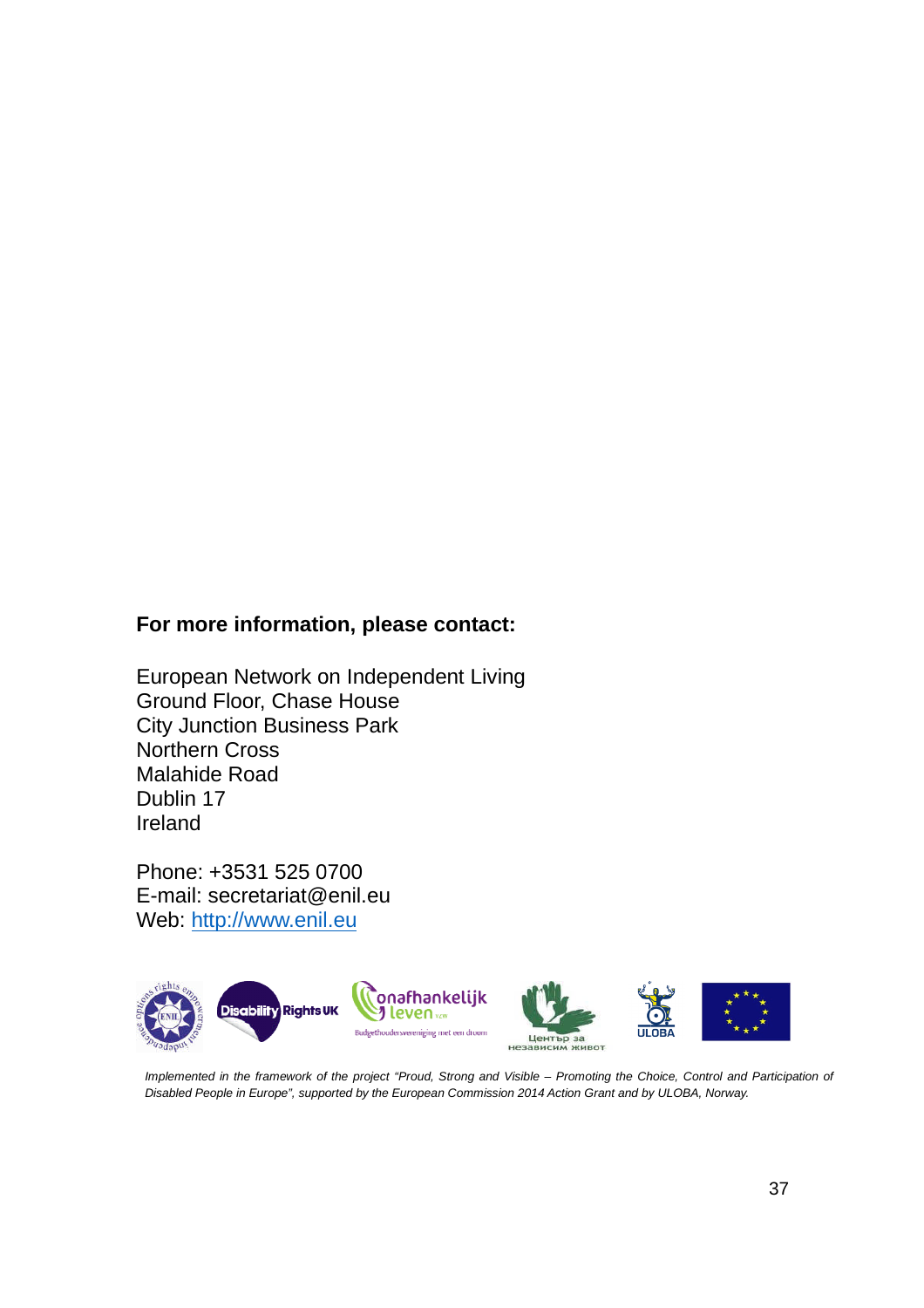**For more information, please contact:**

European Network on Independent Living
Ground Floor, Chase House
City Junction Business Park
Northern Cross
Malahide Road
Dublin 17
Ireland

Phone: +3531 525 0700
E-mail: secretariat@enil.eu
Web: [http://www.enil.eu](http://www.enil.eu)

*Implemented in the framework of the project "Proud, Strong and Visible – Promoting the Choice, Control and Participation of Disabled People in Europe", supported by the European Commission 2014 Action Grant and by ULOBA, Norway.*